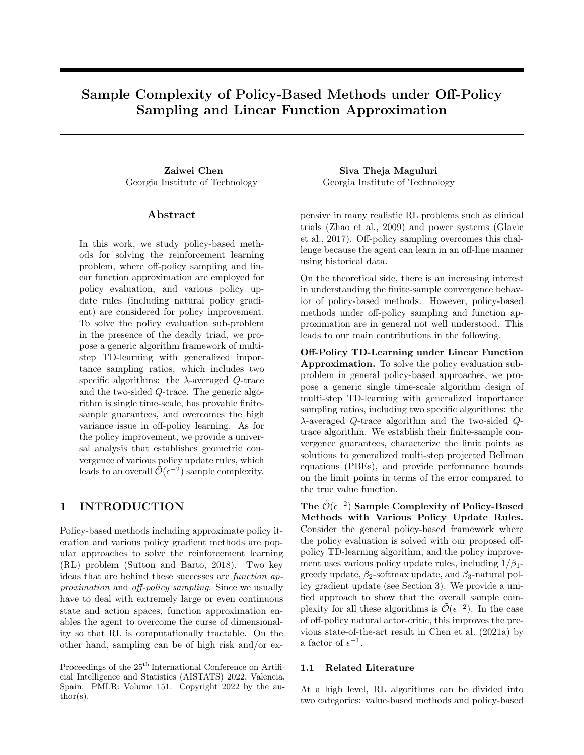# Sample Complexity of Policy-Based Methods under Off-Policy Sampling and Linear Function Approximation

**Zaiwei Chen**
Georgia Institute of Technology

**Siva Theja Maguluri**
Georgia Institute of Technology

## Abstract

In this work, we study policy-based methods for solving the reinforcement learning problem, where off-policy sampling and linear function approximation are employed for policy evaluation, and various policy update rules (including natural policy gradient) are considered for policy improvement. To solve the policy evaluation sub-problem in the presence of the deadly triad, we propose a generic algorithm framework of multi-step TD-learning with generalized importance sampling ratios, which includes two specific algorithms: the $\lambda$-averaged $Q$-trace and the two-sided $Q$-trace. The generic algorithm is single time-scale, has provable finite-sample guarantees, and overcomes the high variance issue in off-policy learning. As for the policy improvement, we provide a universal analysis that establishes geometric convergence of various policy update rules, which leads to an overall $\tilde{\mathcal{O}}(\epsilon^{-2})$ sample complexity.

## 1 INTRODUCTION

Policy-based methods including approximate policy iteration and various policy gradient methods are popular approaches to solve the reinforcement learning (RL) problem (Sutton and Barto, 2018). Two key ideas that are behind these successes are *function approximation* and *off-policy sampling*. Since we usually have to deal with extremely large or even continuous state and action spaces, function approximation enables the agent to overcome the curse of dimensionality so that RL is computationally tractable. On the other hand, sampling can be of high risk and/or expensive in many realistic RL problems such as clinical trials (Zhao et al., 2009) and power systems (Glavic et al., 2017). Off-policy sampling overcomes this challenge because the agent can learn in an off-line manner using historical data.

On the theoretical side, there is an increasing interest in understanding the finite-sample convergence behavior of policy-based methods. However, policy-based methods under off-policy sampling and function approximation are in general not well understood. This leads to our main contributions in the following.

**Off-Policy TD-Learning under Linear Function Approximation.** To solve the policy evaluation sub-problem in general policy-based approaches, we propose a generic single time-scale algorithm design of multi-step TD-learning with generalized importance sampling ratios, including two specific algorithms: the $\lambda$-averaged $Q$-trace algorithm and the two-sided $Q$-trace algorithm. We establish their finite-sample convergence guarantees, characterize the limit points as solutions to generalized multi-step projected Bellman equations (PBEs), and provide performance bounds on the limit points in terms of the error compared to the true value function.

**The $\tilde{\mathcal{O}}(\epsilon^{-2})$ Sample Complexity of Policy-Based Methods with Various Policy Update Rules.** Consider the general policy-based framework where the policy evaluation is solved with our proposed off-policy TD-learning algorithm, and the policy improvement uses various policy update rules, including $1/\beta_1$-greedy update, $\beta_2$-softmax update, and $\beta_3$-natural policy gradient update (see Section 3). We provide a unified approach to show that the overall sample complexity for all these algorithms is $\tilde{\mathcal{O}}(\epsilon^{-2})$. In the case of off-policy natural actor-critic, this improves the previous state-of-the-art result in Chen et al. (2021a) by a factor of $\epsilon^{-1}$.

### 1.1 Related Literature

At a high level, RL algorithms can be divided into two categories: value-based methods and policy-based

Proceedings of the 25[th] International Conference on Artificial Intelligence and Statistics (AISTATS) 2022, Valencia, Spain. PMLR: Volume 151. Copyright 2022 by the author(s).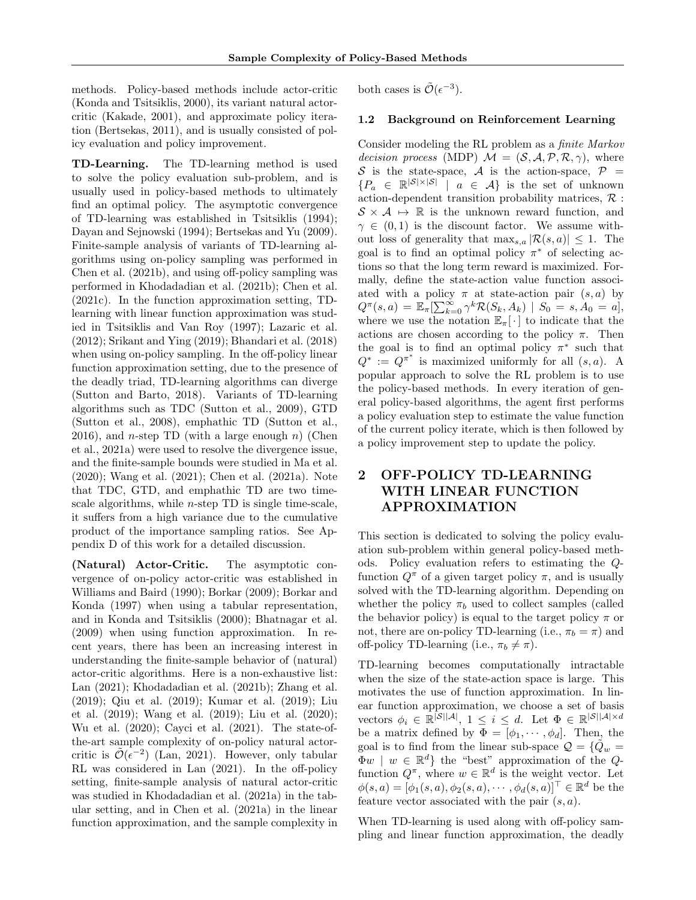methods. Policy-based methods include actor-critic (Konda and Tsitsiklis, 2000), its variant natural actor-critic (Kakade, 2001), and approximate policy iteration (Bertsekas, 2011), and is usually consisted of policy evaluation and policy improvement.

**TD-Learning.** The TD-learning method is used to solve the policy evaluation sub-problem, and is usually used in policy-based methods to ultimately find an optimal policy. The asymptotic convergence of TD-learning was established in Tsitsiklis (1994); Dayan and Sejnowski (1994); Bertsekas and Yu (2009). Finite-sample analysis of variants of TD-learning algorithms using on-policy sampling was performed in Chen et al. (2021b), and using off-policy sampling was performed in Khodadadian et al. (2021b); Chen et al. (2021c). In the function approximation setting, TD-learning with linear function approximation was studied in Tsitsiklis and Van Roy (1997); Lazaric et al. (2012); Srikant and Ying (2019); Bhandari et al. (2018) when using on-policy sampling. In the off-policy linear function approximation setting, due to the presence of the deadly triad, TD-learning algorithms can diverge (Sutton and Barto, 2018). Variants of TD-learning algorithms such as TDC (Sutton et al., 2009), GTD (Sutton et al., 2008), emphathic TD (Sutton et al., 2016), and $n$-step TD (with a large enough $n$) (Chen et al., 2021a) were used to resolve the divergence issue, and the finite-sample bounds were studied in Ma et al. (2020); Wang et al. (2021); Chen et al. (2021a). Note that TDC, GTD, and emphathic TD are two time-scale algorithms, while $n$-step TD is single time-scale, it suffers from a high variance due to the cumulative product of the importance sampling ratios. See Appendix D of this work for a detailed discussion.

**(Natural) Actor-Critic.** The asymptotic convergence of on-policy actor-critic was established in Williams and Baird (1990); Borkar (2009); Borkar and Konda (1997) when using a tabular representation, and in Konda and Tsitsiklis (2000); Bhatnagar et al. (2009) when using function approximation. In recent years, there has been an increasing interest in understanding the finite-sample behavior of (natural) actor-critic algorithms. Here is a non-exhaustive list: Lan (2021); Khodadadian et al. (2021b); Zhang et al. (2019); Qiu et al. (2019); Kumar et al. (2019); Liu et al. (2019); Wang et al. (2019); Liu et al. (2020); Wu et al. (2020); Cayci et al. (2021). The state-of-the-art sample complexity of on-policy natural actor-critic is $\tilde{\mathcal{O}}(\epsilon^{-2})$ (Lan, 2021). However, only tabular RL was considered in Lan (2021). In the off-policy setting, finite-sample analysis of natural actor-critic was studied in Khodadadian et al. (2021a) in the tabular setting, and in Chen et al. (2021a) in the linear function approximation, and the sample complexity in both cases is $\tilde{\mathcal{O}}(\epsilon^{-3})$.

### 1.2 Background on Reinforcement Learning

Consider modeling the RL problem as a *finite Markov decision process* (MDP) $\mathcal{M} = (\mathcal{S}, \mathcal{A}, \mathcal{P}, \mathcal{R}, \gamma)$, where $\mathcal{S}$ is the state-space, $\mathcal{A}$ is the action-space, $\mathcal{P} = \{P_a \in \mathbb{R}^{|\mathcal{S}|\times|\mathcal{S}|} \mid a \in \mathcal{A}\}$ is the set of unknown action-dependent transition probability matrices, $\mathcal{R} : \mathcal{S} \times \mathcal{A} \mapsto \mathbb{R}$ is the unknown reward function, and $\gamma \in (0, 1)$ is the discount factor. We assume without loss of generality that $\max_{s,a} |\mathcal{R}(s, a)| \leq 1$. The goal is to find an optimal policy $\pi^*$ of selecting actions so that the long term reward is maximized. Formally, define the state-action value function associated with a policy $\pi$ at state-action pair $(s, a)$ by $Q^\pi(s, a) = \mathbb{E}_\pi[\sum_{k=0}^{\infty} \gamma^k \mathcal{R}(S_k, A_k) \mid S_0 = s, A_0 = a]$, where we use the notation $\mathbb{E}_\pi[\cdot]$ to indicate that the actions are chosen according to the policy $\pi$. Then the goal is to find an optimal policy $\pi^*$ such that $Q^* := Q^{\pi^*}$ is maximized uniformly for all $(s, a)$. A popular approach to solve the RL problem is to use the policy-based methods. In every iteration of general policy-based algorithms, the agent first performs a policy evaluation step to estimate the value function of the current policy iterate, which is then followed by a policy improvement step to update the policy.

## 2 OFF-POLICY TD-LEARNING WITH LINEAR FUNCTION APPROXIMATION

This section is dedicated to solving the policy evaluation sub-problem within general policy-based methods. Policy evaluation refers to estimating the $Q$-function $Q^\pi$ of a given target policy $\pi$, and is usually solved with the TD-learning algorithm. Depending on whether the policy $\pi_b$ used to collect samples (called the behavior policy) is equal to the target policy $\pi$ or not, there are on-policy TD-learning (i.e., $\pi_b = \pi$) and off-policy TD-learning (i.e., $\pi_b \neq \pi$).

TD-learning becomes computationally intractable when the size of the state-action space is large. This motivates the use of function approximation. In linear function approximation, we choose a set of basis vectors $\phi_i \in \mathbb{R}^{|\mathcal{S}||\mathcal{A}|}$, $1 \leq i \leq d$. Let $\Phi \in \mathbb{R}^{|\mathcal{S}||\mathcal{A}|\times d}$ be a matrix defined by $\Phi = [\phi_1, \cdots, \phi_d]$. Then, the goal is to find from the linear sub-space $\mathcal{Q} = \{\tilde{Q}_w = \Phi w \mid w \in \mathbb{R}^d\}$ the "best" approximation of the $Q$-function $Q^\pi$, where $w \in \mathbb{R}^d$ is the weight vector. Let $\phi(s, a) = [\phi_1(s, a), \phi_2(s, a), \cdots, \phi_d(s, a)]^\top \in \mathbb{R}^d$ be the feature vector associated with the pair $(s, a)$.

When TD-learning is used along with off-policy sampling and linear function approximation, the deadly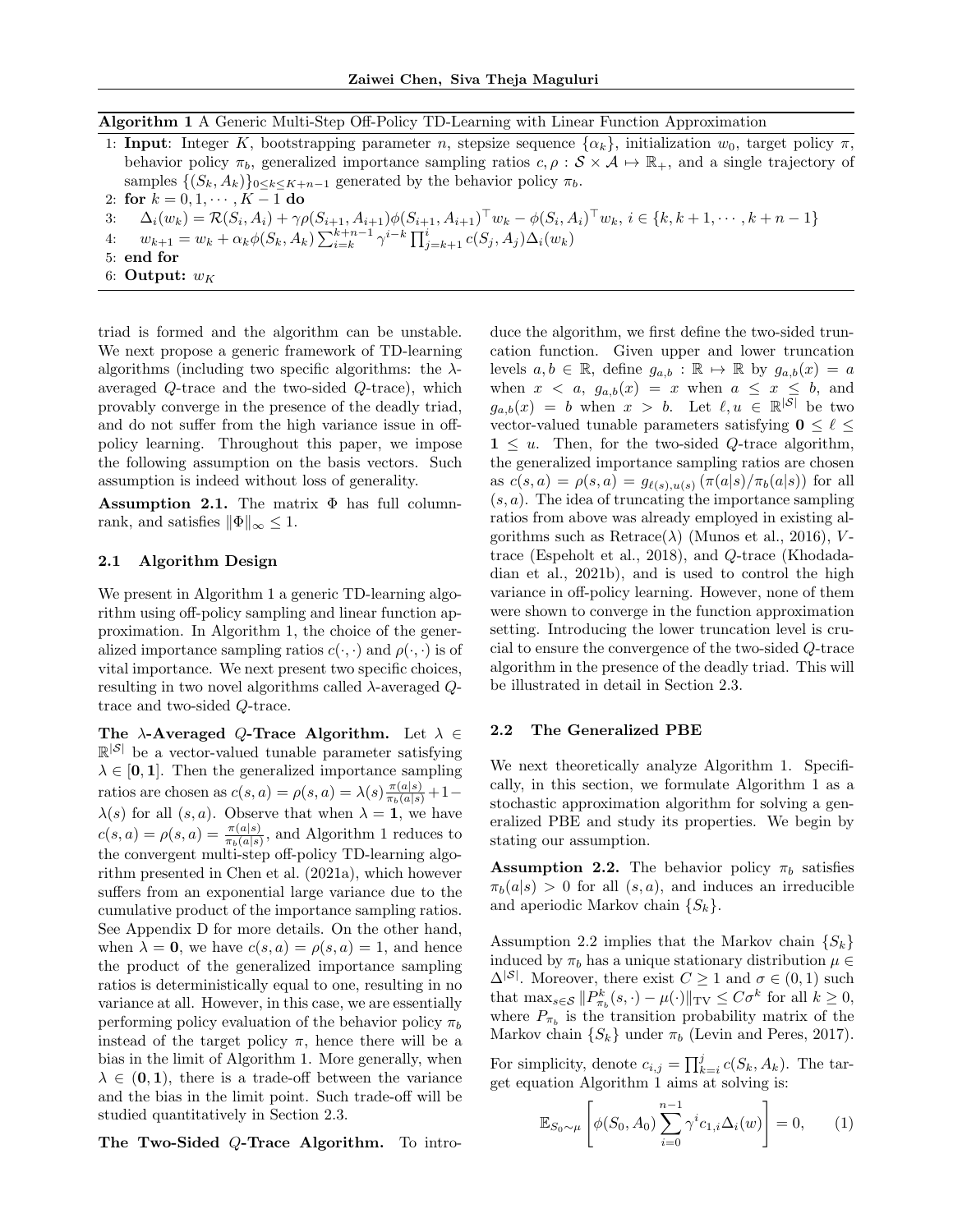**Algorithm 1** A Generic Multi-Step Off-Policy TD-Learning with Linear Function Approximation

1: **Input**: Integer $K$, bootstrapping parameter $n$, stepsize sequence $\{\alpha_k\}$, initialization $w_0$, target policy $\pi$, behavior policy $\pi_b$, generalized importance sampling ratios $c, \rho : \mathcal{S} \times \mathcal{A} \mapsto \mathbb{R}_+$, and a single trajectory of samples $\{(S_k, A_k)\}_{0 \leq k \leq K+n-1}$ generated by the behavior policy $\pi_b$.
2: **for** $k = 0, 1, \cdots, K-1$ **do**
3: $\quad \Delta_i(w_k) = \mathcal{R}(S_i, A_i) + \gamma \rho(S_{i+1}, A_{i+1}) \phi(S_{i+1}, A_{i+1})^\top w_k - \phi(S_i, A_i)^\top w_k$, $i \in \{k, k+1, \cdots, k+n-1\}$
4: $\quad w_{k+1} = w_k + \alpha_k \phi(S_k, A_k) \sum_{i=k}^{k+n-1} \gamma^{i-k} \prod_{j=k+1}^{i} c(S_j, A_j) \Delta_i(w_k)$
5: **end for**
6: **Output:** $w_K$

triad is formed and the algorithm can be unstable. We next propose a generic framework of TD-learning algorithms (including two specific algorithms: the $\lambda$-averaged $Q$-trace and the two-sided $Q$-trace), which provably converge in the presence of the deadly triad, and do not suffer from the high variance issue in off-policy learning. Throughout this paper, we impose the following assumption on the basis vectors. Such assumption is indeed without loss of generality.

**Assumption 2.1.** The matrix $\Phi$ has full column-rank, and satisfies $\|\Phi\|_\infty \leq 1$.

### 2.1 Algorithm Design

We present in Algorithm 1 a generic TD-learning algorithm using off-policy sampling and linear function approximation. In Algorithm 1, the choice of the generalized importance sampling ratios $c(\cdot, \cdot)$ and $\rho(\cdot, \cdot)$ is of vital importance. We next present two specific choices, resulting in two novel algorithms called $\lambda$-averaged $Q$-trace and two-sided $Q$-trace.

**The $\lambda$-Averaged $Q$-Trace Algorithm.** Let $\lambda \in \mathbb{R}^{|\mathcal{S}|}$ be a vector-valued tunable parameter satisfying $\lambda \in [\mathbf{0}, \mathbf{1}]$. Then the generalized importance sampling ratios are chosen as $c(s,a) = \rho(s,a) = \lambda(s) \frac{\pi(a|s)}{\pi_b(a|s)} + 1 - \lambda(s)$ for all $(s,a)$. Observe that when $\lambda = \mathbf{1}$, we have $c(s,a) = \rho(s,a) = \frac{\pi(a|s)}{\pi_b(a|s)}$, and Algorithm 1 reduces to the convergent multi-step off-policy TD-learning algorithm presented in Chen et al. (2021a), which however suffers from an exponential large variance due to the cumulative product of the importance sampling ratios. See Appendix D for more details. On the other hand, when $\lambda = \mathbf{0}$, we have $c(s,a) = \rho(s,a) = 1$, and hence the product of the generalized importance sampling ratios is deterministically equal to one, resulting in no variance at all. However, in this case, we are essentially performing policy evaluation of the behavior policy $\pi_b$ instead of the target policy $\pi$, hence there will be a bias in the limit of Algorithm 1. More generally, when $\lambda \in (\mathbf{0}, \mathbf{1})$, there is a trade-off between the variance and the bias in the limit point. Such trade-off will be studied quantitatively in Section 2.3.

**The Two-Sided $Q$-Trace Algorithm.** To introduce the algorithm, we first define the two-sided truncation function. Given upper and lower truncation levels $a, b \in \mathbb{R}$, define $g_{a,b} : \mathbb{R} \mapsto \mathbb{R}$ by $g_{a,b}(x) = a$ when $x < a$, $g_{a,b}(x) = x$ when $a \leq x \leq b$, and $g_{a,b}(x) = b$ when $x > b$. Let $\ell, u \in \mathbb{R}^{|\mathcal{S}|}$ be two vector-valued tunable parameters satisfying $\mathbf{0} \leq \ell \leq \mathbf{1} \leq u$. Then, for the two-sided $Q$-trace algorithm, the generalized importance sampling ratios are chosen as $c(s,a) = \rho(s,a) = g_{\ell(s), u(s)}(\pi(a|s)/\pi_b(a|s))$ for all $(s,a)$. The idea of truncating the importance sampling ratios from above was already employed in existing algorithms such as Retrace($\lambda$) (Munos et al., 2016), $V$-trace (Espeholt et al., 2018), and $Q$-trace (Khodadadian et al., 2021b), and is used to control the high variance in off-policy learning. However, none of them were shown to converge in the function approximation setting. Introducing the lower truncation level is crucial to ensure the convergence of the two-sided $Q$-trace algorithm in the presence of the deadly triad. This will be illustrated in detail in Section 2.3.

### 2.2 The Generalized PBE

We next theoretically analyze Algorithm 1. Specifically, in this section, we formulate Algorithm 1 as a stochastic approximation algorithm for solving a generalized PBE and study its properties. We begin by stating our assumption.

**Assumption 2.2.** The behavior policy $\pi_b$ satisfies $\pi_b(a|s) > 0$ for all $(s,a)$, and induces an irreducible and aperiodic Markov chain $\{S_k\}$.

Assumption 2.2 implies that the Markov chain $\{S_k\}$ induced by $\pi_b$ has a unique stationary distribution $\mu \in \Delta^{|\mathcal{S}|}$. Moreover, there exist $C \geq 1$ and $\sigma \in (0,1)$ such that $\max_{s \in \mathcal{S}} \|P_{\pi_b}^k(s, \cdot) - \mu(\cdot)\|_{\text{TV}} \leq C\sigma^k$ for all $k \geq 0$, where $P_{\pi_b}$ is the transition probability matrix of the Markov chain $\{S_k\}$ under $\pi_b$ (Levin and Peres, 2017).

For simplicity, denote $c_{i,j} = \prod_{k=i}^{j} c(S_k, A_k)$. The target equation Algorithm 1 aims at solving is:

$$\mathbb{E}_{S_0 \sim \mu}\left[\phi(S_0, A_0) \sum_{i=0}^{n-1} \gamma^i c_{1,i} \Delta_i(w)\right] = 0, \qquad (1)$$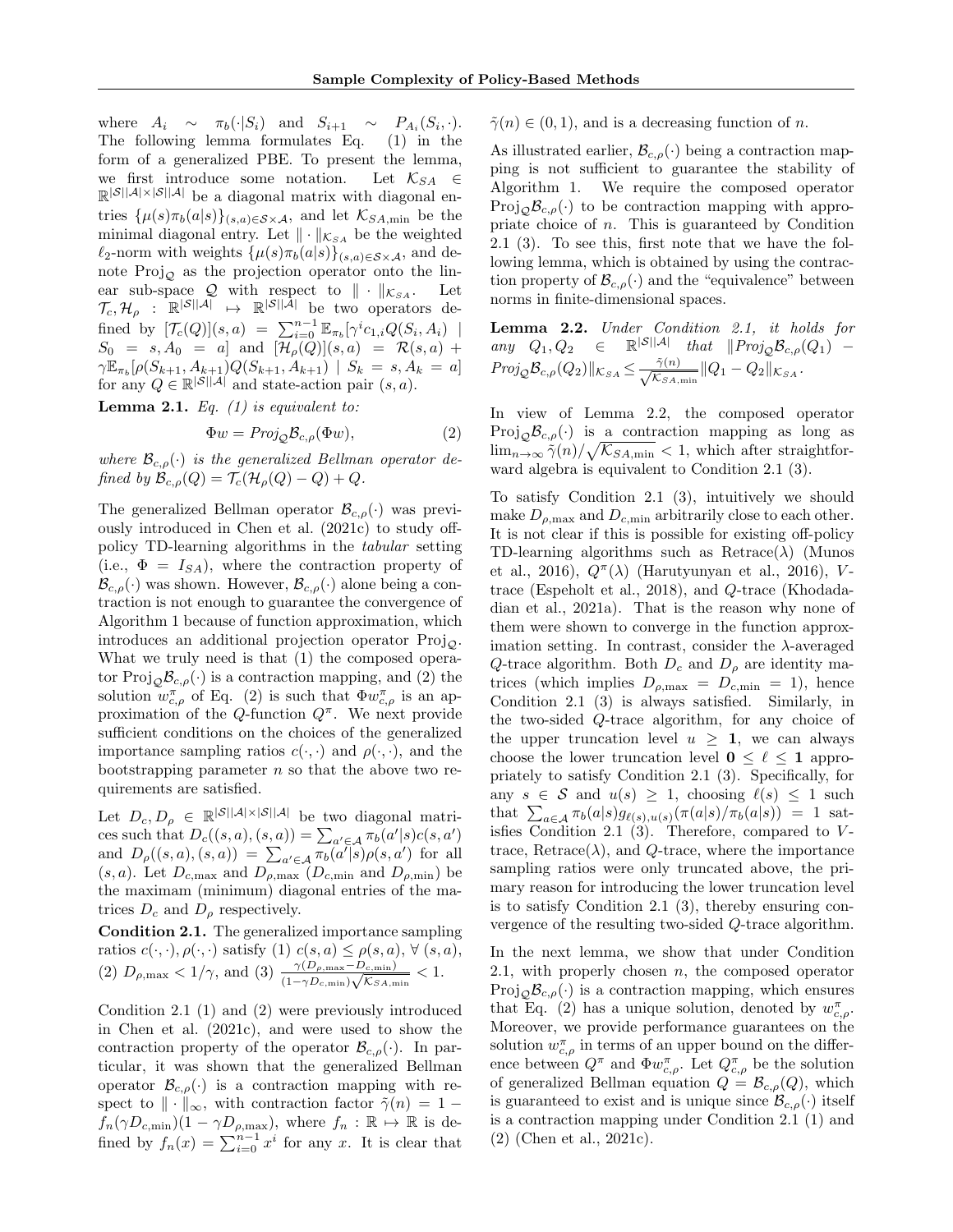where $A_i \sim \pi_b(\cdot|S_i)$ and $S_{i+1} \sim P_{A_i}(S_i, \cdot)$. The following lemma formulates Eq. (1) in the form of a generalized PBE. To present the lemma, we first introduce some notation. Let $\mathcal{K}_{SA} \in \mathbb{R}^{|\mathcal{S}||\mathcal{A}|\times|\mathcal{S}||\mathcal{A}|}$ be a diagonal matrix with diagonal entries $\{\mu(s)\pi_b(a|s)\}_{(s,a)\in\mathcal{S}\times\mathcal{A}}$, and let $\mathcal{K}_{SA,\min}$ be the minimal diagonal entry. Let $\|\cdot\|_{\mathcal{K}_{SA}}$ be the weighted $\ell_2$-norm with weights $\{\mu(s)\pi_b(a|s)\}_{(s,a)\in\mathcal{S}\times\mathcal{A}}$, and denote $\text{Proj}_{\mathcal{Q}}$ as the projection operator onto the linear sub-space $\mathcal{Q}$ with respect to $\|\cdot\|_{\mathcal{K}_{SA}}$. Let $\mathcal{T}_c, \mathcal{H}_\rho : \mathbb{R}^{|\mathcal{S}||\mathcal{A}|} \mapsto \mathbb{R}^{|\mathcal{S}||\mathcal{A}|}$ be two operators defined by $[\mathcal{T}_c(Q)](s,a) = \sum_{i=0}^{n-1}\mathbb{E}_{\pi_b}[\gamma^i c_{1,i} Q(S_i, A_i) \mid S_0 = s, A_0 = a]$ and $[\mathcal{H}_\rho(Q)](s,a) = \mathcal{R}(s,a) + \gamma\mathbb{E}_{\pi_b}[\rho(S_{k+1}, A_{k+1})Q(S_{k+1}, A_{k+1}) \mid S_k = s, A_k = a]$ for any $Q \in \mathbb{R}^{|\mathcal{S}||\mathcal{A}|}$ and state-action pair $(s,a)$.

**Lemma 2.1.** *Eq. (1) is equivalent to:*

$$\Phi w = \text{Proj}_{\mathcal{Q}}\mathcal{B}_{c,\rho}(\Phi w), \tag{2}$$

*where $\mathcal{B}_{c,\rho}(\cdot)$ is the generalized Bellman operator defined by $\mathcal{B}_{c,\rho}(Q) = \mathcal{T}_c(\mathcal{H}_\rho(Q) - Q) + Q$.*

The generalized Bellman operator $\mathcal{B}_{c,\rho}(\cdot)$ was previously introduced in Chen et al. (2021c) to study off-policy TD-learning algorithms in the *tabular* setting (i.e., $\Phi = I_{SA}$), where the contraction property of $\mathcal{B}_{c,\rho}(\cdot)$ was shown. However, $\mathcal{B}_{c,\rho}(\cdot)$ alone being a contraction is not enough to guarantee the convergence of Algorithm 1 because of function approximation, which introduces an additional projection operator $\text{Proj}_{\mathcal{Q}}$. What we truly need is that (1) the composed operator $\text{Proj}_{\mathcal{Q}}\mathcal{B}_{c,\rho}(\cdot)$ is a contraction mapping, and (2) the solution $w_{c,\rho}^\pi$ of Eq. (2) is such that $\Phi w_{c,\rho}^\pi$ is an approximation of the $Q$-function $Q^\pi$. We next provide sufficient conditions on the choices of the generalized importance sampling ratios $c(\cdot,\cdot)$ and $\rho(\cdot,\cdot)$, and the bootstrapping parameter $n$ so that the above two requirements are satisfied.

Let $D_c, D_\rho \in \mathbb{R}^{|\mathcal{S}||\mathcal{A}|\times|\mathcal{S}||\mathcal{A}|}$ be two diagonal matrices such that $D_c((s,a),(s,a)) = \sum_{a'\in\mathcal{A}}\pi_b(a'|s)c(s,a')$ and $D_\rho((s,a),(s,a)) = \sum_{a'\in\mathcal{A}}\pi_b(a'|s)\rho(s,a')$ for all $(s,a)$. Let $D_{c,\max}$ and $D_{\rho,\max}$ ($D_{c,\min}$ and $D_{\rho,\min}$) be the maximam (minimum) diagonal entries of the matrices $D_c$ and $D_\rho$ respectively.

**Condition 2.1.** The generalized importance sampling ratios $c(\cdot,\cdot), \rho(\cdot,\cdot)$ satisfy (1) $c(s,a) \leq \rho(s,a),\ \forall\,(s,a)$, (2) $D_{\rho,\max} < 1/\gamma$, and (3) $\frac{\gamma(D_{\rho,\max} - D_{c,\min})}{(1-\gamma D_{c,\min})\sqrt{\mathcal{K}_{SA,\min}}} < 1$.

Condition 2.1 (1) and (2) were previously introduced in Chen et al. (2021c), and were used to show the contraction property of the operator $\mathcal{B}_{c,\rho}(\cdot)$. In particular, it was shown that the generalized Bellman operator $\mathcal{B}_{c,\rho}(\cdot)$ is a contraction mapping with respect to $\|\cdot\|_\infty$, with contraction factor $\tilde{\gamma}(n) = 1 - f_n(\gamma D_{c,\min})(1-\gamma D_{\rho,\max})$, where $f_n : \mathbb{R} \mapsto \mathbb{R}$ is defined by $f_n(x) = \sum_{i=0}^{n-1} x^i$ for any $x$. It is clear that $\tilde{\gamma}(n) \in (0,1)$, and is a decreasing function of $n$.

As illustrated earlier, $\mathcal{B}_{c,\rho}(\cdot)$ being a contraction mapping is not sufficient to guarantee the stability of Algorithm 1. We require the composed operator $\text{Proj}_{\mathcal{Q}}\mathcal{B}_{c,\rho}(\cdot)$ to be contraction mapping with appropriate choice of $n$. This is guaranteed by Condition 2.1 (3). To see this, first note that we have the following lemma, which is obtained by using the contraction property of $\mathcal{B}_{c,\rho}(\cdot)$ and the "equivalence" between norms in finite-dimensional spaces.

**Lemma 2.2.** *Under Condition 2.1, it holds for any $Q_1, Q_2 \in \mathbb{R}^{|\mathcal{S}||\mathcal{A}|}$ that $\|\text{Proj}_{\mathcal{Q}}\mathcal{B}_{c,\rho}(Q_1) - \text{Proj}_{\mathcal{Q}}\mathcal{B}_{c,\rho}(Q_2)\|_{\mathcal{K}_{SA}} \leq \frac{\tilde{\gamma}(n)}{\sqrt{\mathcal{K}_{SA,\min}}}\|Q_1 - Q_2\|_{\mathcal{K}_{SA}}$.*

In view of Lemma 2.2, the composed operator $\text{Proj}_{\mathcal{Q}}\mathcal{B}_{c,\rho}(\cdot)$ is a contraction mapping as long as $\lim_{n\to\infty}\tilde{\gamma}(n)/\sqrt{\mathcal{K}_{SA,\min}} < 1$, which after straightforward algebra is equivalent to Condition 2.1 (3).

To satisfy Condition 2.1 (3), intuitively we should make $D_{\rho,\max}$ and $D_{c,\min}$ arbitrarily close to each other. It is not clear if this is possible for existing off-policy TD-learning algorithms such as Retrace($\lambda$) (Munos et al., 2016), $Q^\pi(\lambda)$ (Harutyunyan et al., 2016), $V$-trace (Espeholt et al., 2018), and $Q$-trace (Khodadadian et al., 2021a). That is the reason why none of them were shown to converge in the function approximation setting. In contrast, consider the $\lambda$-averaged $Q$-trace algorithm. Both $D_c$ and $D_\rho$ are identity matrices (which implies $D_{\rho,\max} = D_{c,\min} = 1$), hence Condition 2.1 (3) is always satisfied. Similarly, in the two-sided $Q$-trace algorithm, for any choice of the upper truncation level $u \geq \mathbf{1}$, we can always choose the lower truncation level $\mathbf{0} \leq \ell \leq \mathbf{1}$ appropriately to satisfy Condition 2.1 (3). Specifically, for any $s \in \mathcal{S}$ and $u(s) \geq 1$, choosing $\ell(s) \leq 1$ such that $\sum_{a\in\mathcal{A}}\pi_b(a|s)g_{\ell(s),u(s)}(\pi(a|s)/\pi_b(a|s)) = 1$ satisfies Condition 2.1 (3). Therefore, compared to $V$-trace, Retrace($\lambda$), and $Q$-trace, where the importance sampling ratios were only truncated above, the primary reason for introducing the lower truncation level is to satisfy Condition 2.1 (3), thereby ensuring convergence of the resulting two-sided $Q$-trace algorithm.

In the next lemma, we show that under Condition 2.1, with properly chosen $n$, the composed operator $\text{Proj}_{\mathcal{Q}}\mathcal{B}_{c,\rho}(\cdot)$ is a contraction mapping, which ensures that Eq. (2) has a unique solution, denoted by $w_{c,\rho}^\pi$. Moreover, we provide performance guarantees on the solution $w_{c,\rho}^\pi$ in terms of an upper bound on the difference between $Q^\pi$ and $\Phi w_{c,\rho}^\pi$. Let $Q_{c,\rho}^\pi$ be the solution of generalized Bellman equation $Q = \mathcal{B}_{c,\rho}(Q)$, which is guaranteed to exist and is unique since $\mathcal{B}_{c,\rho}(\cdot)$ itself is a contraction mapping under Condition 2.1 (1) and (2) (Chen et al., 2021c).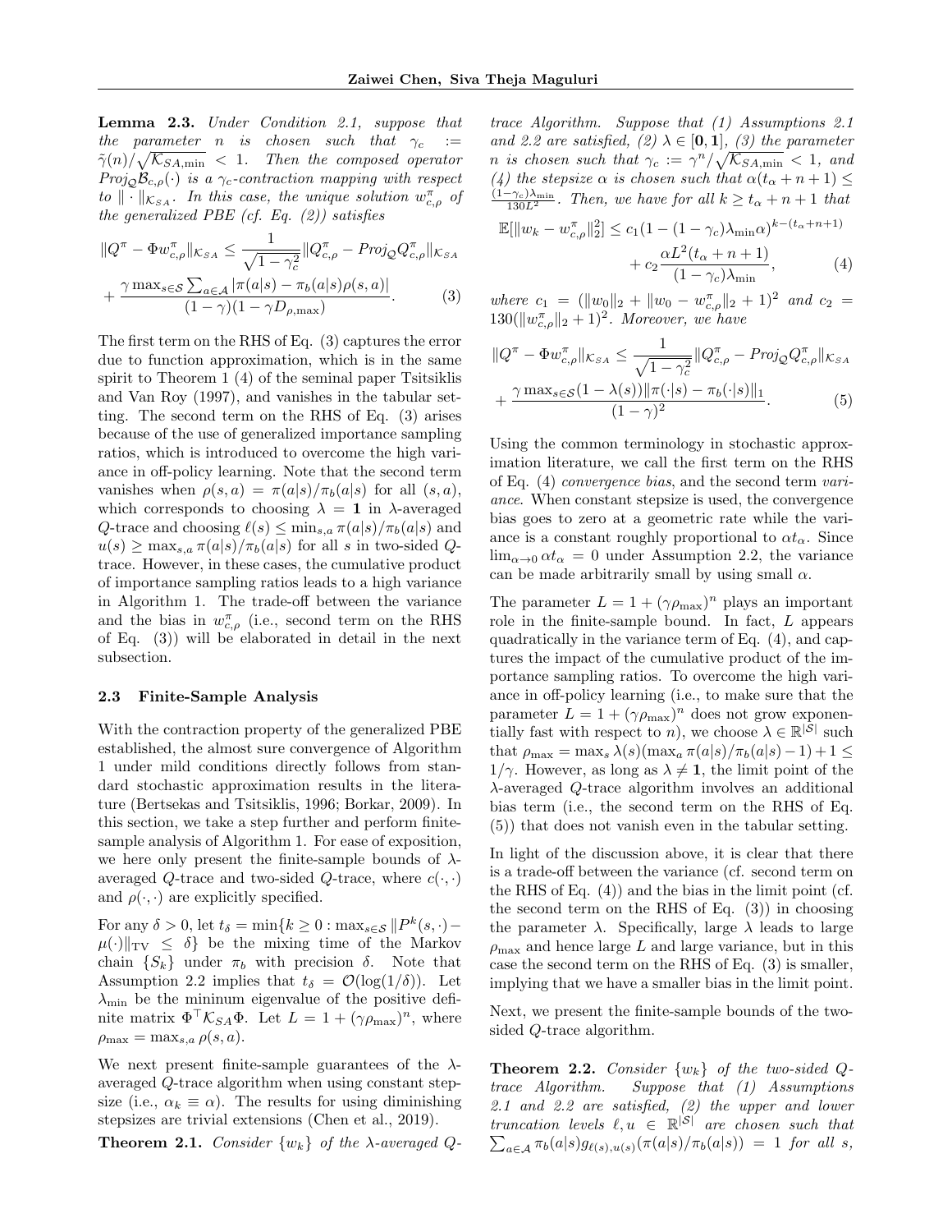**Lemma 2.3.** *Under Condition 2.1, suppose that the parameter $n$ is chosen such that $\gamma_c := \tilde{\gamma}(n)/\sqrt{\mathcal{K}_{SA,\min}} < 1$. Then the composed operator $Proj_{\mathcal{Q}}\mathcal{B}_{c,\rho}(\cdot)$ is a $\gamma_c$-contraction mapping with respect to $\|\cdot\|_{\mathcal{K}_{SA}}$. In this case, the unique solution $w_{c,\rho}^\pi$ of the generalized PBE (cf. Eq. (2)) satisfies*

$$
\|Q^\pi - \Phi w_{c,\rho}^\pi\|_{\mathcal{K}_{SA}} \leq \frac{1}{\sqrt{1-\gamma_c^2}}\|Q_{c,\rho}^\pi - Proj_{\mathcal{Q}} Q_{c,\rho}^\pi\|_{\mathcal{K}_{SA}} + \frac{\gamma \max_{s\in\mathcal{S}}\sum_{a\in\mathcal{A}}|\pi(a|s) - \pi_b(a|s)\rho(s,a)|}{(1-\gamma)(1-\gamma D_{\rho,\max})}. \tag{3}
$$

The first term on the RHS of Eq. (3) captures the error due to function approximation, which is in the same spirit to Theorem 1 (4) of the seminal paper Tsitsiklis and Van Roy (1997), and vanishes in the tabular setting. The second term on the RHS of Eq. (3) arises because of the use of generalized importance sampling ratios, which is introduced to overcome the high variance in off-policy learning. Note that the second term vanishes when $\rho(s,a) = \pi(a|s)/\pi_b(a|s)$ for all $(s,a)$, which corresponds to choosing $\lambda = \mathbf{1}$ in $\lambda$-averaged $Q$-trace and choosing $\ell(s) \leq \min_{s,a}\pi(a|s)/\pi_b(a|s)$ and $u(s) \geq \max_{s,a}\pi(a|s)/\pi_b(a|s)$ for all $s$ in two-sided $Q$-trace. However, in these cases, the cumulative product of importance sampling ratios leads to a high variance in Algorithm 1. The trade-off between the variance and the bias in $w_{c,\rho}^\pi$ (i.e., second term on the RHS of Eq. (3)) will be elaborated in detail in the next subsection.

### 2.3 Finite-Sample Analysis

With the contraction property of the generalized PBE established, the almost sure convergence of Algorithm 1 under mild conditions directly follows from standard stochastic approximation results in the literature (Bertsekas and Tsitsiklis, 1996; Borkar, 2009). In this section, we take a step further and perform finite-sample analysis of Algorithm 1. For ease of exposition, we here only present the finite-sample bounds of $\lambda$-averaged $Q$-trace and two-sided $Q$-trace, where $c(\cdot,\cdot)$ and $\rho(\cdot,\cdot)$ are explicitly specified.

For any $\delta > 0$, let $t_\delta = \min\{k \geq 0 : \max_{s\in\mathcal{S}}\|P^k(s,\cdot) - \mu(\cdot)\|_{\text{TV}} \leq \delta\}$ be the mixing time of the Markov chain $\{S_k\}$ under $\pi_b$ with precision $\delta$. Note that Assumption 2.2 implies that $t_\delta = \mathcal{O}(\log(1/\delta))$. Let $\lambda_{\min}$ be the mininum eigenvalue of the positive definite matrix $\Phi^\top\mathcal{K}_{SA}\Phi$. Let $L = 1 + (\gamma\rho_{\max})^n$, where $\rho_{\max} = \max_{s,a}\rho(s,a)$.

We next present finite-sample guarantees of the $\lambda$-averaged $Q$-trace algorithm when using constant stepsize (i.e., $\alpha_k \equiv \alpha$). The results for using diminishing stepsizes are trivial extensions (Chen et al., 2019).

**Theorem 2.1.** *Consider $\{w_k\}$ of the $\lambda$-averaged $Q$-trace Algorithm. Suppose that (1) Assumptions 2.1 and 2.2 are satisfied, (2) $\lambda \in [\mathbf{0}, \mathbf{1}]$, (3) the parameter $n$ is chosen such that $\gamma_c := \gamma^n/\sqrt{\mathcal{K}_{SA,\min}} < 1$, and (4) the stepsize $\alpha$ is chosen such that $\alpha(t_\alpha + n + 1) \leq \frac{(1-\gamma_c)\lambda_{\min}}{130L^2}$. Then, we have for all $k \geq t_\alpha + n + 1$ that*

$$
\mathbb{E}[\|w_k - w_{c,\rho}^\pi\|_2^2] \leq c_1(1-(1-\gamma_c)\lambda_{\min}\alpha)^{k-(t_\alpha+n+1)} + c_2\frac{\alpha L^2(t_\alpha+n+1)}{(1-\gamma_c)\lambda_{\min}}, \tag{4}
$$

*where $c_1 = (\|w_0\|_2 + \|w_0 - w_{c,\rho}^\pi\|_2 + 1)^2$ and $c_2 = 130(\|w_{c,\rho}^\pi\|_2 + 1)^2$. Moreover, we have*

$$
\|Q^\pi - \Phi w_{c,\rho}^\pi\|_{\mathcal{K}_{SA}} \leq \frac{1}{\sqrt{1-\gamma_c^2}}\|Q_{c,\rho}^\pi - Proj_{\mathcal{Q}} Q_{c,\rho}^\pi\|_{\mathcal{K}_{SA}} + \frac{\gamma \max_{s\in\mathcal{S}}(1-\lambda(s))\|\pi(\cdot|s) - \pi_b(\cdot|s)\|_1}{(1-\gamma)^2}. \tag{5}
$$

Using the common terminology in stochastic approximation literature, we call the first term on the RHS of Eq. (4) *convergence bias*, and the second term *variance*. When constant stepsize is used, the convergence bias goes to zero at a geometric rate while the variance is a constant roughly proportional to $\alpha t_\alpha$. Since $\lim_{\alpha\to 0}\alpha t_\alpha = 0$ under Assumption 2.2, the variance can be made arbitrarily small by using small $\alpha$.

The parameter $L = 1 + (\gamma\rho_{\max})^n$ plays an important role in the finite-sample bound. In fact, $L$ appears quadratically in the variance term of Eq. (4), and captures the impact of the cumulative product of the importance sampling ratios. To overcome the high variance in off-policy learning (i.e., to make sure that the parameter $L = 1 + (\gamma\rho_{\max})^n$ does not grow exponentially fast with respect to $n$), we choose $\lambda \in \mathbb{R}^{|\mathcal{S}|}$ such that $\rho_{\max} = \max_s \lambda(s)(\max_a \pi(a|s)/\pi_b(a|s) - 1) + 1 \leq 1/\gamma$. However, as long as $\lambda \neq \mathbf{1}$, the limit point of the $\lambda$-averaged $Q$-trace algorithm involves an additional bias term (i.e., the second term on the RHS of Eq. (5)) that does not vanish even in the tabular setting.

In light of the discussion above, it is clear that there is a trade-off between the variance (cf. second term on the RHS of Eq. (4)) and the bias in the limit point (cf. the second term on the RHS of Eq. (3)) in choosing the parameter $\lambda$. Specifically, large $\lambda$ leads to large $\rho_{\max}$ and hence large $L$ and large variance, but in this case the second term on the RHS of Eq. (3) is smaller, implying that we have a smaller bias in the limit point.

Next, we present the finite-sample bounds of the two-sided $Q$-trace algorithm.

**Theorem 2.2.** *Consider $\{w_k\}$ of the two-sided $Q$-trace Algorithm. Suppose that (1) Assumptions 2.1 and 2.2 are satisfied, (2) the upper and lower truncation levels $\ell, u \in \mathbb{R}^{|\mathcal{S}|}$ are chosen such that $\sum_{a\in\mathcal{A}}\pi_b(a|s)g_{\ell(s),u(s)}(\pi(a|s)/\pi_b(a|s)) = 1$ for all $s$,*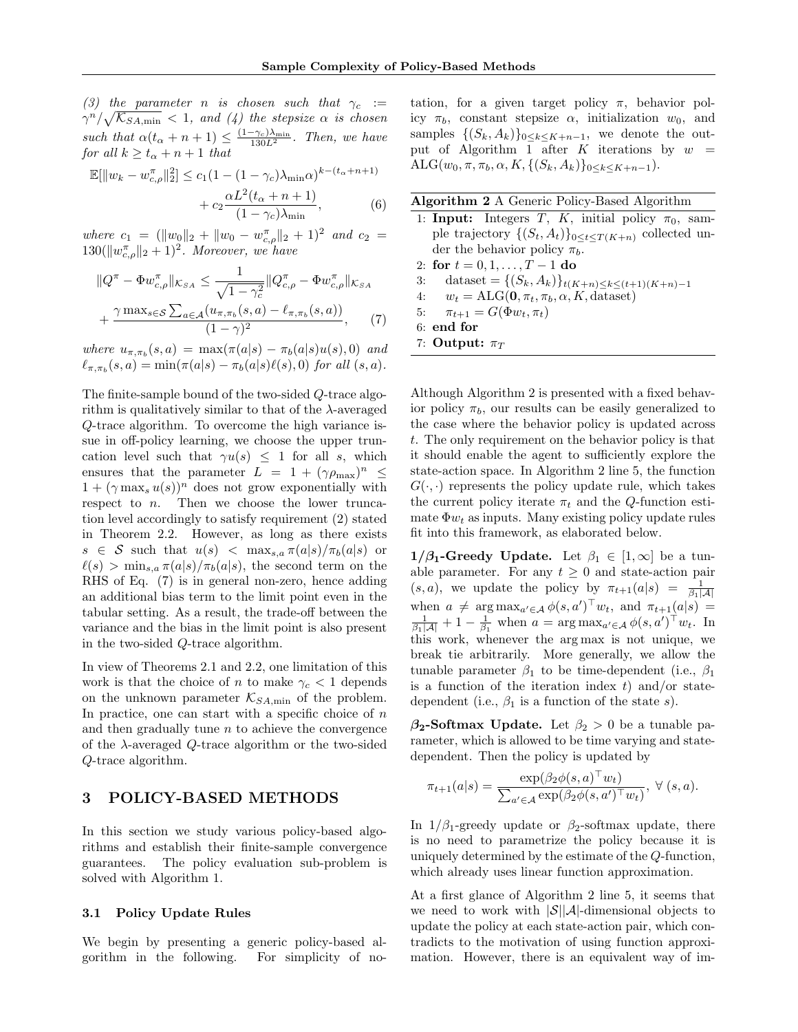*(3) the parameter $n$ is chosen such that $\gamma_c := \gamma^n/\sqrt{\mathcal{K}_{SA,\min}} < 1$, and (4) the stepsize $\alpha$ is chosen such that $\alpha(t_\alpha + n + 1) \leq \frac{(1-\gamma_c)\lambda_{\min}}{130L^2}$. Then, we have for all $k \geq t_\alpha + n + 1$ that*

$$\mathbb{E}[\|w_k - w_{c,\rho}^\pi\|_2^2] \leq c_1(1-(1-\gamma_c)\lambda_{\min}\alpha)^{k-(t_\alpha+n+1)} + c_2\frac{\alpha L^2(t_\alpha+n+1)}{(1-\gamma_c)\lambda_{\min}}, \tag{6}$$

*where $c_1 = (\|w_0\|_2 + \|w_0 - w_{c,\rho}^\pi\|_2 + 1)^2$ and $c_2 = 130(\|w_{c,\rho}^\pi\|_2 + 1)^2$. Moreover, we have*

$$\|Q^\pi - \Phi w_{c,\rho}^\pi\|_{\mathcal{K}_{SA}} \leq \frac{1}{\sqrt{1-\gamma_c^2}}\|Q_{c,\rho}^\pi - \Phi w_{c,\rho}^\pi\|_{\mathcal{K}_{SA}} + \frac{\gamma \max_{s\in\mathcal{S}}\sum_{a\in\mathcal{A}}(u_{\pi,\pi_b}(s,a) - \ell_{\pi,\pi_b}(s,a))}{(1-\gamma)^2}, \tag{7}$$

*where $u_{\pi,\pi_b}(s,a) = \max(\pi(a|s) - \pi_b(a|s)u(s), 0)$ and $\ell_{\pi,\pi_b}(s,a) = \min(\pi(a|s) - \pi_b(a|s)\ell(s), 0)$ for all $(s,a)$.*

The finite-sample bound of the two-sided $Q$-trace algorithm is qualitatively similar to that of the $\lambda$-averaged $Q$-trace algorithm. To overcome the high variance issue in off-policy learning, we choose the upper truncation level such that $\gamma u(s) \leq 1$ for all $s$, which ensures that the parameter $L = 1 + (\gamma\rho_{\max})^n \leq 1 + (\gamma \max_s u(s))^n$ does not grow exponentially with respect to $n$. Then we choose the lower truncation level accordingly to satisfy requirement (2) stated in Theorem 2.2. However, as long as there exists $s \in \mathcal{S}$ such that $u(s) < \max_{s,a}\pi(a|s)/\pi_b(a|s)$ or $\ell(s) > \min_{s,a}\pi(a|s)/\pi_b(a|s)$, the second term on the RHS of Eq. (7) is in general non-zero, hence adding an additional bias term to the limit point even in the tabular setting. As a result, the trade-off between the variance and the bias in the limit point is also present in the two-sided $Q$-trace algorithm.

In view of Theorems 2.1 and 2.2, one limitation of this work is that the choice of $n$ to make $\gamma_c < 1$ depends on the unknown parameter $\mathcal{K}_{SA,\min}$ of the problem. In practice, one can start with a specific choice of $n$ and then gradually tune $n$ to achieve the convergence of the $\lambda$-averaged $Q$-trace algorithm or the two-sided $Q$-trace algorithm.

# 3 POLICY-BASED METHODS

In this section we study various policy-based algorithms and establish their finite-sample convergence guarantees. The policy evaluation sub-problem is solved with Algorithm 1.

## 3.1 Policy Update Rules

We begin by presenting a generic policy-based algorithm in the following. For simplicity of notation, for a given target policy $\pi$, behavior policy $\pi_b$, constant stepsize $\alpha$, initialization $w_0$, and samples $\{(S_k, A_k)\}_{0\leq k\leq K+n-1}$, we denote the output of Algorithm 1 after $K$ iterations by $w = \text{ALG}(w_0, \pi, \pi_b, \alpha, K, \{(S_k, A_k)\}_{0\leq k\leq K+n-1})$.

**Algorithm 2** A Generic Policy-Based Algorithm

```
1: Input: Integers T, K, initial policy π_0, sample trajectory {(S_t, A_t)}_{0≤t≤T(K+n)} collected under the behavior policy π_b.
2: for t = 0, 1, ..., T−1 do
3:     dataset = {(S_k, A_k)}_{t(K+n)≤k≤(t+1)(K+n)−1}
4:     w_t = ALG(0, π_t, π_b, α, K, dataset)
5:     π_{t+1} = G(Φw_t, π_t)
6: end for
7: Output: π_T
```

Although Algorithm 2 is presented with a fixed behavior policy $\pi_b$, our results can be easily generalized to the case where the behavior policy is updated across $t$. The only requirement on the behavior policy is that it should enable the agent to sufficiently explore the state-action space. In Algorithm 2 line 5, the function $G(\cdot,\cdot)$ represents the policy update rule, which takes the current policy iterate $\pi_t$ and the $Q$-function estimate $\Phi w_t$ as inputs. Many existing policy update rules fit into this framework, as elaborated below.

**$1/\beta_1$-Greedy Update.** Let $\beta_1 \in [1, \infty]$ be a tunable parameter. For any $t \geq 0$ and state-action pair $(s,a)$, we update the policy by $\pi_{t+1}(a|s) = \frac{1}{\beta_1|\mathcal{A}|}$ when $a \neq \arg\max_{a'\in\mathcal{A}}\phi(s,a')^\top w_t$, and $\pi_{t+1}(a|s) = \frac{1}{\beta_1|\mathcal{A}|} + 1 - \frac{1}{\beta_1}$ when $a = \arg\max_{a'\in\mathcal{A}}\phi(s,a')^\top w_t$. In this work, whenever the arg max is not unique, we break tie arbitrarily. More generally, we allow the tunable parameter $\beta_1$ to be time-dependent (i.e., $\beta_1$ is a function of the iteration index $t$) and/or state-dependent (i.e., $\beta_1$ is a function of the state $s$).

**$\beta_2$-Softmax Update.** Let $\beta_2 > 0$ be a tunable parameter, which is allowed to be time varying and state-dependent. Then the policy is updated by

$$\pi_{t+1}(a|s) = \frac{\exp(\beta_2\phi(s,a)^\top w_t)}{\sum_{a'\in\mathcal{A}}\exp(\beta_2\phi(s,a')^\top w_t)},\ \forall\ (s,a).$$

In $1/\beta_1$-greedy update or $\beta_2$-softmax update, there is no need to parametrize the policy because it is uniquely determined by the estimate of the $Q$-function, which already uses linear function approximation.

At a first glance of Algorithm 2 line 5, it seems that we need to work with $|\mathcal{S}||\mathcal{A}|$-dimensional objects to update the policy at each state-action pair, which contradicts to the motivation of using function approximation. However, there is an equivalent way of im-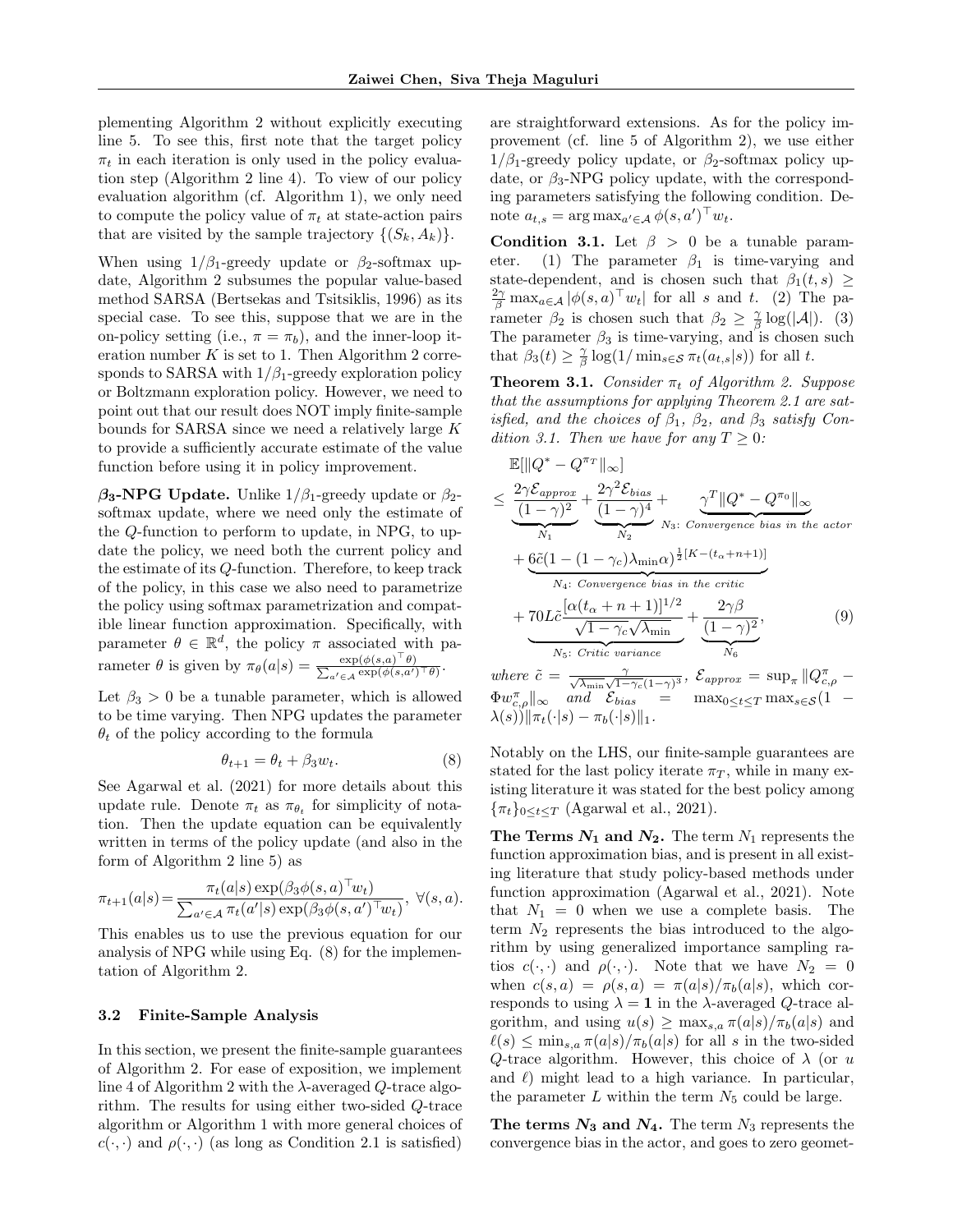plementing Algorithm 2 without explicitly executing line 5. To see this, first note that the target policy $\pi_t$ in each iteration is only used in the policy evaluation step (Algorithm 2 line 4). To view of our policy evaluation algorithm (cf. Algorithm 1), we only need to compute the policy value of $\pi_t$ at state-action pairs that are visited by the sample trajectory $\{(S_k, A_k)\}$.

When using $1/\beta_1$-greedy update or $\beta_2$-softmax update, Algorithm 2 subsumes the popular value-based method SARSA (Bertsekas and Tsitsiklis, 1996) as its special case. To see this, suppose that we are in the on-policy setting (i.e., $\pi = \pi_b$), and the inner-loop iteration number $K$ is set to 1. Then Algorithm 2 corresponds to SARSA with $1/\beta_1$-greedy exploration policy or Boltzmann exploration policy. However, we need to point out that our result does NOT imply finite-sample bounds for SARSA since we need a relatively large $K$ to provide a sufficiently accurate estimate of the value function before using it in policy improvement.

**$\beta_3$-NPG Update.** Unlike $1/\beta_1$-greedy update or $\beta_2$-softmax update, where we need only the estimate of the $Q$-function to perform to update, in NPG, to update the policy, we need both the current policy and the estimate of its $Q$-function. Therefore, to keep track of the policy, in this case we also need to parametrize the policy using softmax parametrization and compatible linear function approximation. Specifically, with parameter $\theta \in \mathbb{R}^d$, the policy $\pi$ associated with parameter $\theta$ is given by $\pi_\theta(a|s) = \frac{\exp(\phi(s,a)^\top \theta)}{\sum_{a'\in\mathcal{A}} \exp(\phi(s,a')^\top \theta)}$.

Let $\beta_3 > 0$ be a tunable parameter, which is allowed to be time varying. Then NPG updates the parameter $\theta_t$ of the policy according to the formula

$$\theta_{t+1} = \theta_t + \beta_3 w_t. \tag{8}$$

See Agarwal et al. (2021) for more details about this update rule. Denote $\pi_t$ as $\pi_{\theta_t}$ for simplicity of notation. Then the update equation can be equivalently written in terms of the policy update (and also in the form of Algorithm 2 line 5) as

$$\pi_{t+1}(a|s) = \frac{\pi_t(a|s) \exp(\beta_3 \phi(s,a)^\top w_t)}{\sum_{a'\in\mathcal{A}} \pi_t(a'|s) \exp(\beta_3 \phi(s,a')^\top w_t)},\ \forall (s,a).$$

This enables us to use the previous equation for our analysis of NPG while using Eq. (8) for the implementation of Algorithm 2.

### 3.2 Finite-Sample Analysis

In this section, we present the finite-sample guarantees of Algorithm 2. For ease of exposition, we implement line 4 of Algorithm 2 with the $\lambda$-averaged $Q$-trace algorithm. The results for using either two-sided $Q$-trace algorithm or Algorithm 1 with more general choices of $c(\cdot,\cdot)$ and $\rho(\cdot,\cdot)$ (as long as Condition 2.1 is satisfied) are straightforward extensions. As for the policy improvement (cf. line 5 of Algorithm 2), we use either $1/\beta_1$-greedy policy update, or $\beta_2$-softmax policy update, or $\beta_3$-NPG policy update, with the corresponding parameters satisfying the following condition. Denote $a_{t,s} = \arg\max_{a'\in\mathcal{A}} \phi(s,a')^\top w_t$.

**Condition 3.1.** Let $\beta > 0$ be a tunable parameter. (1) The parameter $\beta_1$ is time-varying and state-dependent, and is chosen such that $\beta_1(t,s) \geq \frac{2\gamma}{\beta} \max_{a\in\mathcal{A}} |\phi(s,a)^\top w_t|$ for all $s$ and $t$. (2) The parameter $\beta_2$ is chosen such that $\beta_2 \geq \frac{\gamma}{\beta} \log(|\mathcal{A}|)$. (3) The parameter $\beta_3$ is time-varying, and is chosen such that $\beta_3(t) \geq \frac{\gamma}{\beta} \log(1/\min_{s\in\mathcal{S}} \pi_t(a_{t,s}|s))$ for all $t$.

**Theorem 3.1.** *Consider $\pi_t$ of Algorithm 2. Suppose that the assumptions for applying Theorem 2.1 are satisfied, and the choices of $\beta_1$, $\beta_2$, and $\beta_3$ satisfy Condition 3.1. Then we have for any $T \geq 0$:*

$$\begin{aligned}
&\mathbb{E}[\|Q^* - Q^{\pi_T}\|_\infty] \\
\leq\ & \underbrace{\frac{2\gamma\mathcal{E}_{approx}}{(1-\gamma)^2}}_{N_1} + \underbrace{\frac{2\gamma^2\mathcal{E}_{bias}}{(1-\gamma)^4}}_{N_2} + \underbrace{\gamma^T \|Q^* - Q^{\pi_0}\|_\infty}_{N_3:\ \text{Convergence bias in the actor}} \\
&+ \underbrace{6\tilde{c}(1-(1-\gamma_c)\lambda_{\min}\alpha)^{\frac{1}{2}[K-(t_\alpha+n+1)]}}_{N_4:\ \text{Convergence bias in the critic}} \\
&+ \underbrace{70L\tilde{c}\frac{[\alpha(t_\alpha+n+1)]^{1/2}}{\sqrt{1-\gamma_c}\sqrt{\lambda_{\min}}}}_{N_5:\ \text{Critic variance}} + \underbrace{\frac{2\gamma\beta}{(1-\gamma)^2}}_{N_6},
\end{aligned} \tag{9}$$

*where $\tilde{c} = \frac{\gamma}{\sqrt{\lambda_{\min}}\sqrt{1-\gamma_c}(1-\gamma)^3}$, $\mathcal{E}_{approx} = \sup_\pi \|Q^\pi_{c,\rho} - \Phi w^\pi_{c,\rho}\|_\infty$ and $\mathcal{E}_{bias} = \max_{0\leq t\leq T} \max_{s\in\mathcal{S}} (1 - \lambda(s)) \|\pi_t(\cdot|s) - \pi_b(\cdot|s)\|_1$.*

Notably on the LHS, our finite-sample guarantees are stated for the last policy iterate $\pi_T$, while in many existing literature it was stated for the best policy among $\{\pi_t\}_{0\leq t\leq T}$ (Agarwal et al., 2021).

**The Terms $N_1$ and $N_2$.** The term $N_1$ represents the function approximation bias, and is present in all existing literature that study policy-based methods under function approximation (Agarwal et al., 2021). Note that $N_1 = 0$ when we use a complete basis. The term $N_2$ represents the bias introduced to the algorithm by using generalized importance sampling ratios $c(\cdot,\cdot)$ and $\rho(\cdot,\cdot)$. Note that we have $N_2 = 0$ when $c(s,a) = \rho(s,a) = \pi(a|s)/\pi_b(a|s)$, which corresponds to using $\lambda = \mathbf{1}$ in the $\lambda$-averaged $Q$-trace algorithm, and using $u(s) \geq \max_{s,a} \pi(a|s)/\pi_b(a|s)$ and $\ell(s) \leq \min_{s,a} \pi(a|s)/\pi_b(a|s)$ for all $s$ in the two-sided $Q$-trace algorithm. However, this choice of $\lambda$ (or $u$ and $\ell$) might lead to a high variance. In particular, the parameter $L$ within the term $N_5$ could be large.

**The terms $N_3$ and $N_4$.** The term $N_3$ represents the convergence bias in the actor, and goes to zero geomet-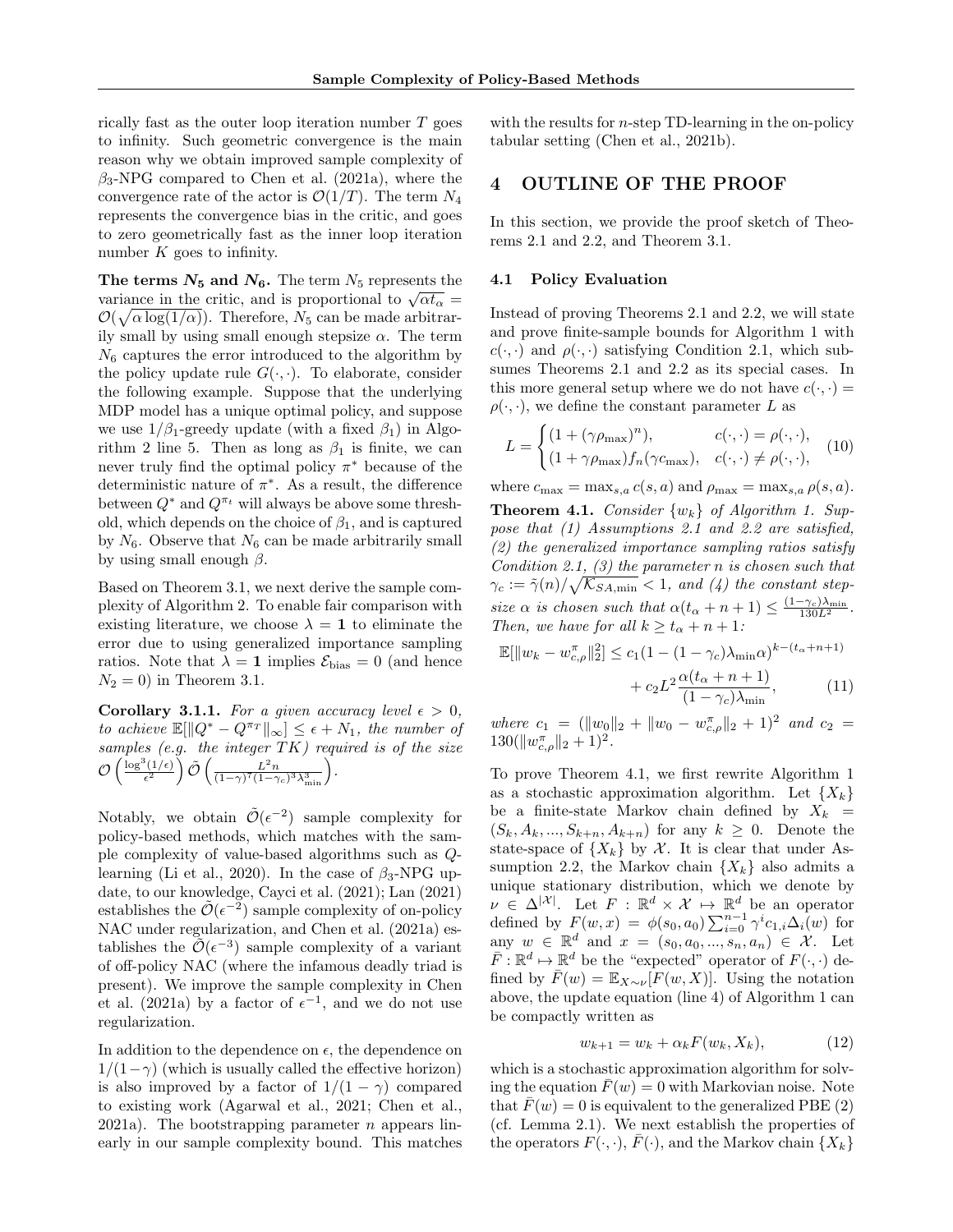rically fast as the outer loop iteration number $T$ goes to infinity. Such geometric convergence is the main reason why we obtain improved sample complexity of $\beta_3$-NPG compared to Chen et al. (2021a), where the convergence rate of the actor is $\mathcal{O}(1/T)$. The term $N_4$ represents the convergence bias in the critic, and goes to zero geometrically fast as the inner loop iteration number $K$ goes to infinity.

**The terms $N_5$ and $N_6$.** The term $N_5$ represents the variance in the critic, and is proportional to $\sqrt{\alpha t_\alpha} = \mathcal{O}(\sqrt{\alpha \log(1/\alpha)})$. Therefore, $N_5$ can be made arbitrarily small by using small enough stepsize $\alpha$. The term $N_6$ captures the error introduced to the algorithm by the policy update rule $G(\cdot,\cdot)$. To elaborate, consider the following example. Suppose that the underlying MDP model has a unique optimal policy, and suppose we use $1/\beta_1$-greedy update (with a fixed $\beta_1$) in Algorithm 2 line 5. Then as long as $\beta_1$ is finite, we can never truly find the optimal policy $\pi^*$ because of the deterministic nature of $\pi^*$. As a result, the difference between $Q^*$ and $Q^{\pi_t}$ will always be above some threshold, which depends on the choice of $\beta_1$, and is captured by $N_6$. Observe that $N_6$ can be made arbitrarily small by using small enough $\beta$.

Based on Theorem 3.1, we next derive the sample complexity of Algorithm 2. To enable fair comparison with existing literature, we choose $\lambda = \mathbf{1}$ to eliminate the error due to using generalized importance sampling ratios. Note that $\lambda = \mathbf{1}$ implies $\mathcal{E}_{\text{bias}} = 0$ (and hence $N_2 = 0$) in Theorem 3.1.

**Corollary 3.1.1.** *For a given accuracy level $\epsilon > 0$, to achieve $\mathbb{E}[\|Q^* - Q^{\pi_T}\|_\infty] \leq \epsilon + N_1$, the number of samples (e.g. the integer $TK$) required is of the size $\mathcal{O}\left(\frac{\log^3(1/\epsilon)}{\epsilon^2}\right)\tilde{\mathcal{O}}\left(\frac{L^2 n}{(1-\gamma)^7(1-\gamma_c)^3\lambda_{\min}^3}\right)$.*

Notably, we obtain $\tilde{\mathcal{O}}(\epsilon^{-2})$ sample complexity for policy-based methods, which matches with the sample complexity of value-based algorithms such as $Q$-learning (Li et al., 2020). In the case of $\beta_3$-NPG update, to our knowledge, Cayci et al. (2021); Lan (2021) establishes the $\tilde{\mathcal{O}}(\epsilon^{-2})$ sample complexity of on-policy NAC under regularization, and Chen et al. (2021a) establishes the $\tilde{\mathcal{O}}(\epsilon^{-3})$ sample complexity of a variant of off-policy NAC (where the infamous deadly triad is present). We improve the sample complexity in Chen et al. (2021a) by a factor of $\epsilon^{-1}$, and we do not use regularization.

In addition to the dependence on $\epsilon$, the dependence on $1/(1-\gamma)$ (which is usually called the effective horizon) is also improved by a factor of $1/(1-\gamma)$ compared to existing work (Agarwal et al., 2021; Chen et al., 2021a). The bootstrapping parameter $n$ appears linearly in our sample complexity bound. This matches with the results for $n$-step TD-learning in the on-policy tabular setting (Chen et al., 2021b).

# 4 OUTLINE OF THE PROOF

In this section, we provide the proof sketch of Theorems 2.1 and 2.2, and Theorem 3.1.

## 4.1 Policy Evaluation

Instead of proving Theorems 2.1 and 2.2, we will state and prove finite-sample bounds for Algorithm 1 with $c(\cdot,\cdot)$ and $\rho(\cdot,\cdot)$ satisfying Condition 2.1, which subsumes Theorems 2.1 and 2.2 as its special cases. In this more general setup where we do not have $c(\cdot,\cdot) = \rho(\cdot,\cdot)$, we define the constant parameter $L$ as

$$L = \begin{cases} (1 + (\gamma\rho_{\max})^n), & c(\cdot,\cdot) = \rho(\cdot,\cdot), \\ (1 + \gamma\rho_{\max})f_n(\gamma c_{\max}), & c(\cdot,\cdot) \neq \rho(\cdot,\cdot), \end{cases} \quad (10)$$

where $c_{\max} = \max_{s,a} c(s,a)$ and $\rho_{\max} = \max_{s,a}\rho(s,a)$.

**Theorem 4.1.** *Consider $\{w_k\}$ of Algorithm 1. Suppose that (1) Assumptions 2.1 and 2.2 are satisfied, (2) the generalized importance sampling ratios satisfy Condition 2.1, (3) the parameter n is chosen such that $\gamma_c := \tilde{\gamma}(n)/\sqrt{\mathcal{K}_{SA,\min}} < 1$, and (4) the constant stepsize $\alpha$ is chosen such that $\alpha(t_\alpha + n + 1) \leq \frac{(1-\gamma_c)\lambda_{\min}}{130L^2}$. Then, we have for all $k \geq t_\alpha + n + 1$:*

$$\mathbb{E}[\|w_k - w_{c,\rho}^\pi\|_2^2] \leq c_1(1 - (1-\gamma_c)\lambda_{\min}\alpha)^{k-(t_\alpha+n+1)} + c_2 L^2 \frac{\alpha(t_\alpha + n + 1)}{(1-\gamma_c)\lambda_{\min}}, \quad (11)$$

*where $c_1 = (\|w_0\|_2 + \|w_0 - w_{c,\rho}^\pi\|_2 + 1)^2$ and $c_2 = 130(\|w_{c,\rho}^\pi\|_2 + 1)^2$.*

To prove Theorem 4.1, we first rewrite Algorithm 1 as a stochastic approximation algorithm. Let $\{X_k\}$ be a finite-state Markov chain defined by $X_k = (S_k, A_k, ..., S_{k+n}, A_{k+n})$ for any $k \geq 0$. Denote the state-space of $\{X_k\}$ by $\mathcal{X}$. It is clear that under Assumption 2.2, the Markov chain $\{X_k\}$ also admits a unique stationary distribution, which we denote by $\nu \in \Delta^{|\mathcal{X}|}$. Let $F : \mathbb{R}^d \times \mathcal{X} \mapsto \mathbb{R}^d$ be an operator defined by $F(w,x) = \phi(s_0,a_0)\sum_{i=0}^{n-1}\gamma^i c_{1,i}\Delta_i(w)$ for any $w \in \mathbb{R}^d$ and $x = (s_0, a_0, ..., s_n, a_n) \in \mathcal{X}$. Let $\bar{F} : \mathbb{R}^d \mapsto \mathbb{R}^d$ be the "expected" operator of $F(\cdot,\cdot)$ defined by $\bar{F}(w) = \mathbb{E}_{X\sim\nu}[F(w,X)]$. Using the notation above, the update equation (line 4) of Algorithm 1 can be compactly written as

$$w_{k+1} = w_k + \alpha_k F(w_k, X_k), \quad (12)$$

which is a stochastic approximation algorithm for solving the equation $\bar{F}(w) = 0$ with Markovian noise. Note that $\bar{F}(w) = 0$ is equivalent to the generalized PBE (2) (cf. Lemma 2.1). We next establish the properties of the operators $F(\cdot,\cdot)$, $\bar{F}(\cdot)$, and the Markov chain $\{X_k\}$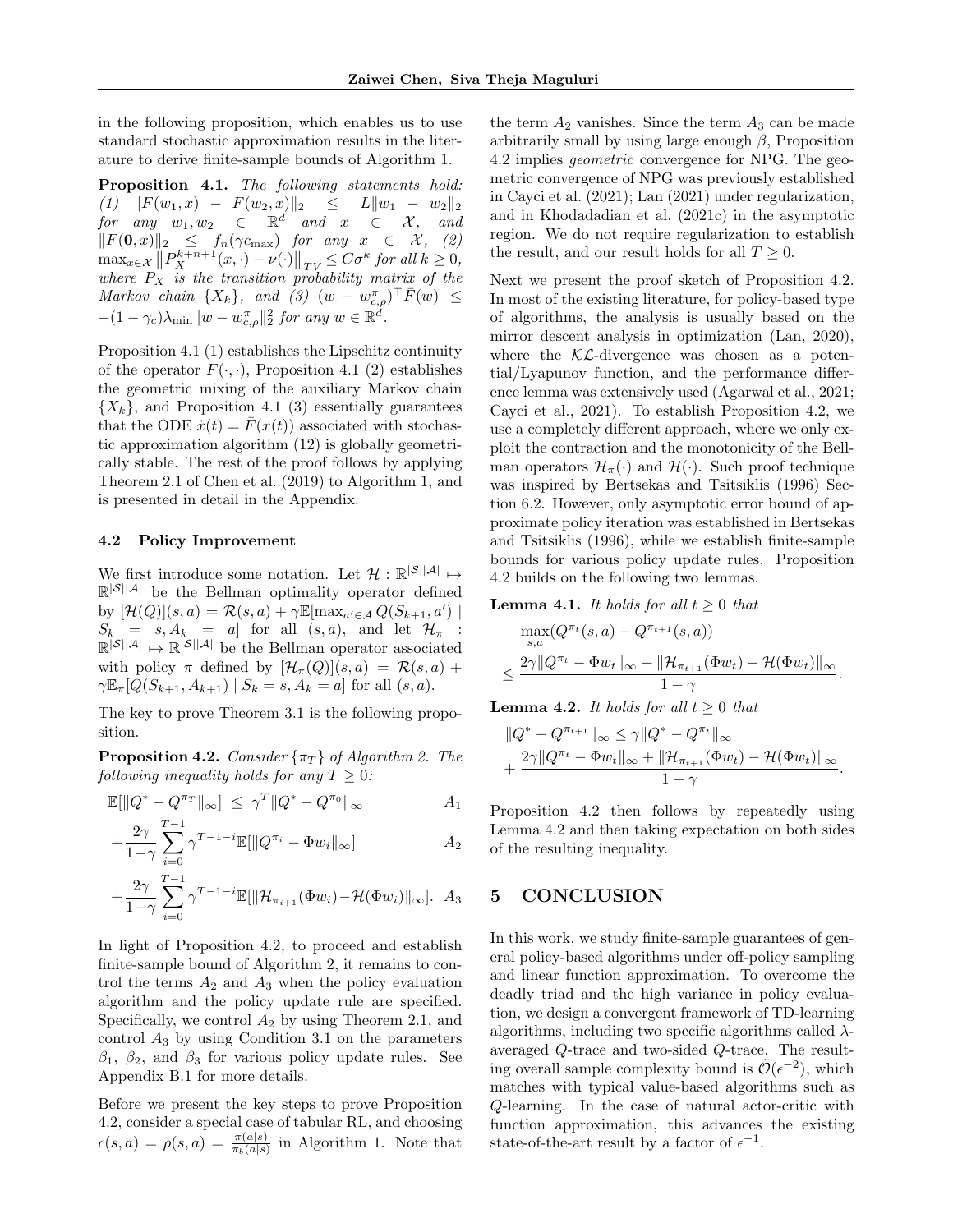in the following proposition, which enables us to use standard stochastic approximation results in the literature to derive finite-sample bounds of Algorithm 1.

**Proposition 4.1.** *The following statements hold: (1) $\|F(w_1,x) - F(w_2,x)\|_2 \leq L\|w_1 - w_2\|_2$ for any $w_1, w_2 \in \mathbb{R}^d$ and $x \in \mathcal{X}$, and $\|F(\mathbf{0},x)\|_2 \leq f_n(\gamma c_{\max})$ for any $x \in \mathcal{X}$, (2) $\max_{x\in\mathcal{X}} \left\|P_X^{k+n+1}(x,\cdot) - \nu(\cdot)\right\|_{TV} \leq C\sigma^k$ for all $k \geq 0$, where $P_X$ is the transition probability matrix of the Markov chain $\{X_k\}$, and (3) $(w - w_{c,\rho}^\pi)^\top \bar{F}(w) \leq -(1-\gamma_c)\lambda_{\min}\|w - w_{c,\rho}^\pi\|_2^2$ for any $w \in \mathbb{R}^d$.*

Proposition 4.1 (1) establishes the Lipschitz continuity of the operator $F(\cdot,\cdot)$, Proposition 4.1 (2) establishes the geometric mixing of the auxiliary Markov chain $\{X_k\}$, and Proposition 4.1 (3) essentially guarantees that the ODE $\dot{x}(t) = \bar{F}(x(t))$ associated with stochastic approximation algorithm (12) is globally geometrically stable. The rest of the proof follows by applying Theorem 2.1 of Chen et al. (2019) to Algorithm 1, and is presented in detail in the Appendix.

### 4.2 Policy Improvement

We first introduce some notation. Let $\mathcal{H}: \mathbb{R}^{|\mathcal{S}||\mathcal{A}|} \mapsto \mathbb{R}^{|\mathcal{S}||\mathcal{A}|}$ be the Bellman optimality operator defined by $[\mathcal{H}(Q)](s,a) = \mathcal{R}(s,a) + \gamma\mathbb{E}[\max_{a'\in\mathcal{A}} Q(S_{k+1},a') \mid S_k = s, A_k = a]$ for all $(s,a)$, and let $\mathcal{H}_\pi : \mathbb{R}^{|\mathcal{S}||\mathcal{A}|} \mapsto \mathbb{R}^{|\mathcal{S}||\mathcal{A}|}$ be the Bellman operator associated with policy $\pi$ defined by $[\mathcal{H}_\pi(Q)](s,a) = \mathcal{R}(s,a) + \gamma\mathbb{E}_\pi[Q(S_{k+1},A_{k+1}) \mid S_k = s, A_k = a]$ for all $(s,a)$.

The key to prove Theorem 3.1 is the following proposition.

**Proposition 4.2.** *Consider $\{\pi_T\}$ of Algorithm 2. The following inequality holds for any $T \geq 0$:*

$$
\begin{aligned}
\mathbb{E}[\|Q^* - Q^{\pi_T}\|_\infty] \;&\leq\; \gamma^T\|Q^* - Q^{\pi_0}\|_\infty && A_1\\
&+ \frac{2\gamma}{1-\gamma}\sum_{i=0}^{T-1}\gamma^{T-1-i}\mathbb{E}[\|Q^{\pi_i} - \Phi w_i\|_\infty] && A_2\\
&+ \frac{2\gamma}{1-\gamma}\sum_{i=0}^{T-1}\gamma^{T-1-i}\mathbb{E}[\|\mathcal{H}_{\pi_{i+1}}(\Phi w_i) - \mathcal{H}(\Phi w_i)\|_\infty]. && A_3
\end{aligned}
$$

In light of Proposition 4.2, to proceed and establish finite-sample bound of Algorithm 2, it remains to control the terms $A_2$ and $A_3$ when the policy evaluation algorithm and the policy update rule are specified. Specifically, we control $A_2$ by using Theorem 2.1, and control $A_3$ by using Condition 3.1 on the parameters $\beta_1$, $\beta_2$, and $\beta_3$ for various policy update rules. See Appendix B.1 for more details.

Before we present the key steps to prove Proposition 4.2, consider a special case of tabular RL, and choosing $c(s,a) = \rho(s,a) = \frac{\pi(a|s)}{\pi_b(a|s)}$ in Algorithm 1. Note that the term $A_2$ vanishes. Since the term $A_3$ can be made arbitrarily small by using large enough $\beta$, Proposition 4.2 implies *geometric* convergence for NPG. The geometric convergence of NPG was previously established in Cayci et al. (2021); Lan (2021) under regularization, and in Khodadadian et al. (2021c) in the asymptotic region. We do not require regularization to establish the result, and our result holds for all $T \geq 0$.

Next we present the proof sketch of Proposition 4.2. In most of the existing literature, for policy-based type of algorithms, the analysis is usually based on the mirror descent analysis in optimization (Lan, 2020), where the $\mathcal{KL}$-divergence was chosen as a potential/Lyapunov function, and the performance difference lemma was extensively used (Agarwal et al., 2021; Cayci et al., 2021). To establish Proposition 4.2, we use a completely different approach, where we only exploit the contraction and the monotonicity of the Bellman operators $\mathcal{H}_\pi(\cdot)$ and $\mathcal{H}(\cdot)$. Such proof technique was inspired by Bertsekas and Tsitsiklis (1996) Section 6.2. However, only asymptotic error bound of approximate policy iteration was established in Bertsekas and Tsitsiklis (1996), while we establish finite-sample bounds for various policy update rules. Proposition 4.2 builds on the following two lemmas.

**Lemma 4.1.** *It holds for all $t \geq 0$ that*

$$
\begin{aligned}
&\max_{s,a}(Q^{\pi_t}(s,a) - Q^{\pi_{t+1}}(s,a))\\
\leq\;& \frac{2\gamma\|Q^{\pi_t} - \Phi w_t\|_\infty + \|\mathcal{H}_{\pi_{t+1}}(\Phi w_t) - \mathcal{H}(\Phi w_t)\|_\infty}{1-\gamma}.
\end{aligned}
$$

**Lemma 4.2.** *It holds for all $t \geq 0$ that*

$$
\begin{aligned}
&\|Q^* - Q^{\pi_{t+1}}\|_\infty \leq \gamma\|Q^* - Q^{\pi_t}\|_\infty\\
&+ \frac{2\gamma\|Q^{\pi_t} - \Phi w_t\|_\infty + \|\mathcal{H}_{\pi_{t+1}}(\Phi w_t) - \mathcal{H}(\Phi w_t)\|_\infty}{1-\gamma}.
\end{aligned}
$$

Proposition 4.2 then follows by repeatedly using Lemma 4.2 and then taking expectation on both sides of the resulting inequality.

## 5 CONCLUSION

In this work, we study finite-sample guarantees of general policy-based algorithms under off-policy sampling and linear function approximation. To overcome the deadly triad and the high variance in policy evaluation, we design a convergent framework of TD-learning algorithms, including two specific algorithms called $\lambda$-averaged $Q$-trace and two-sided $Q$-trace. The resulting overall sample complexity bound is $\tilde{\mathcal{O}}(\epsilon^{-2})$, which matches with typical value-based algorithms such as $Q$-learning. In the case of natural actor-critic with function approximation, this advances the existing state-of-the-art result by a factor of $\epsilon^{-1}$.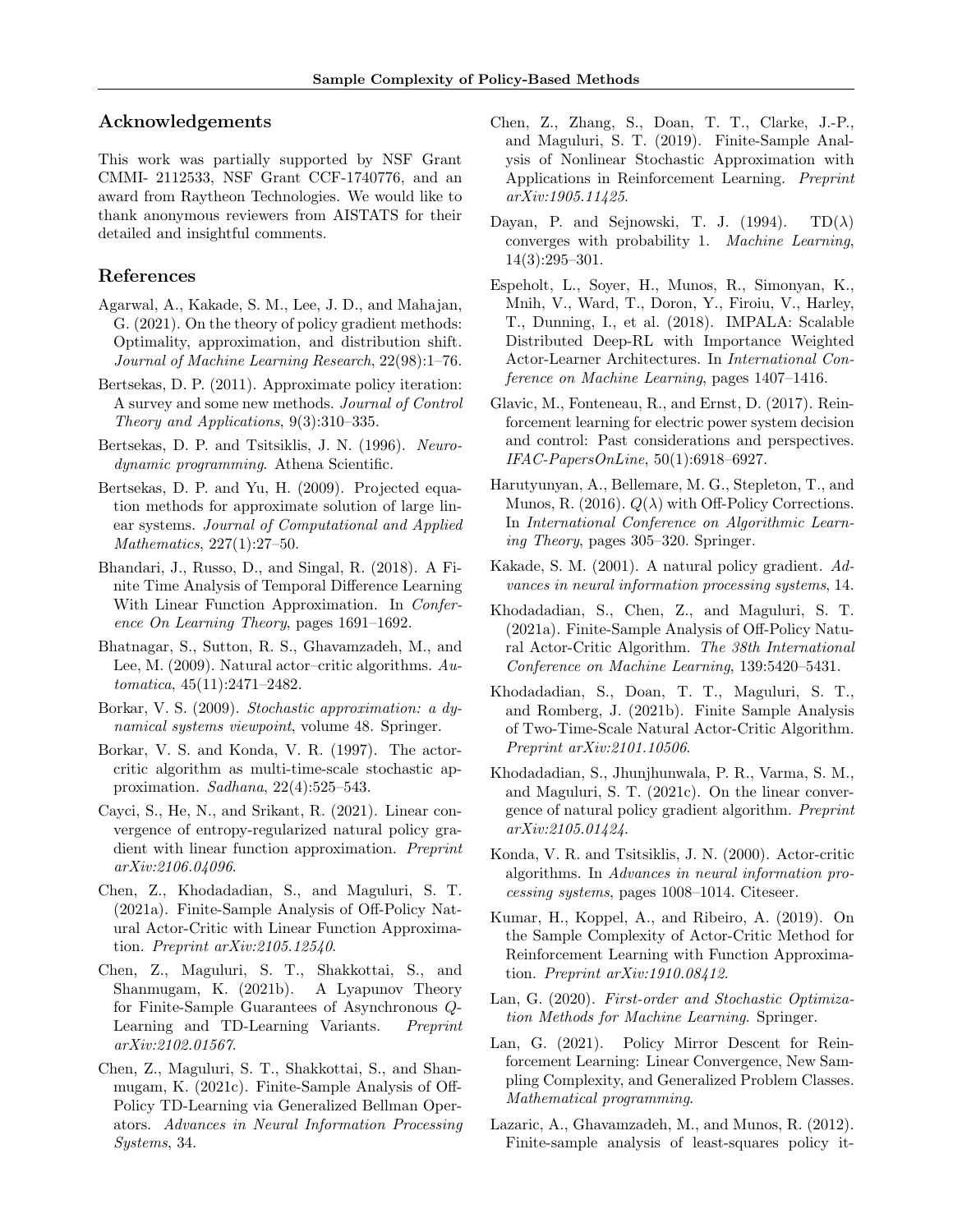## Acknowledgements

This work was partially supported by NSF Grant CMMI- 2112533, NSF Grant CCF-1740776, and an award from Raytheon Technologies. We would like to thank anonymous reviewers from AISTATS for their detailed and insightful comments.

## References

Agarwal, A., Kakade, S. M., Lee, J. D., and Mahajan, G. (2021). On the theory of policy gradient methods: Optimality, approximation, and distribution shift. *Journal of Machine Learning Research*, 22(98):1–76.

Bertsekas, D. P. (2011). Approximate policy iteration: A survey and some new methods. *Journal of Control Theory and Applications*, 9(3):310–335.

Bertsekas, D. P. and Tsitsiklis, J. N. (1996). *Neuro-dynamic programming*. Athena Scientific.

Bertsekas, D. P. and Yu, H. (2009). Projected equation methods for approximate solution of large linear systems. *Journal of Computational and Applied Mathematics*, 227(1):27–50.

Bhandari, J., Russo, D., and Singal, R. (2018). A Finite Time Analysis of Temporal Difference Learning With Linear Function Approximation. In *Conference On Learning Theory*, pages 1691–1692.

Bhatnagar, S., Sutton, R. S., Ghavamzadeh, M., and Lee, M. (2009). Natural actor–critic algorithms. *Automatica*, 45(11):2471–2482.

Borkar, V. S. (2009). *Stochastic approximation: a dynamical systems viewpoint*, volume 48. Springer.

Borkar, V. S. and Konda, V. R. (1997). The actor-critic algorithm as multi-time-scale stochastic approximation. *Sadhana*, 22(4):525–543.

Cayci, S., He, N., and Srikant, R. (2021). Linear convergence of entropy-regularized natural policy gradient with linear function approximation. *Preprint arXiv:2106.04096*.

Chen, Z., Khodadadian, S., and Maguluri, S. T. (2021a). Finite-Sample Analysis of Off-Policy Natural Actor-Critic with Linear Function Approximation. *Preprint arXiv:2105.12540*.

Chen, Z., Maguluri, S. T., Shakkottai, S., and Shanmugam, K. (2021b). A Lyapunov Theory for Finite-Sample Guarantees of Asynchronous $Q$-Learning and TD-Learning Variants. *Preprint arXiv:2102.01567*.

Chen, Z., Maguluri, S. T., Shakkottai, S., and Shanmugam, K. (2021c). Finite-Sample Analysis of Off-Policy TD-Learning via Generalized Bellman Operators. *Advances in Neural Information Processing Systems*, 34.

Chen, Z., Zhang, S., Doan, T. T., Clarke, J.-P., and Maguluri, S. T. (2019). Finite-Sample Analysis of Nonlinear Stochastic Approximation with Applications in Reinforcement Learning. *Preprint arXiv:1905.11425*.

Dayan, P. and Sejnowski, T. J. (1994). TD($\lambda$) converges with probability 1. *Machine Learning*, 14(3):295–301.

Espeholt, L., Soyer, H., Munos, R., Simonyan, K., Mnih, V., Ward, T., Doron, Y., Firoiu, V., Harley, T., Dunning, I., et al. (2018). IMPALA: Scalable Distributed Deep-RL with Importance Weighted Actor-Learner Architectures. In *International Conference on Machine Learning*, pages 1407–1416.

Glavic, M., Fonteneau, R., and Ernst, D. (2017). Reinforcement learning for electric power system decision and control: Past considerations and perspectives. *IFAC-PapersOnLine*, 50(1):6918–6927.

Harutyunyan, A., Bellemare, M. G., Stepleton, T., and Munos, R. (2016). $Q(\lambda)$ with Off-Policy Corrections. In *International Conference on Algorithmic Learning Theory*, pages 305–320. Springer.

Kakade, S. M. (2001). A natural policy gradient. *Advances in neural information processing systems*, 14.

Khodadadian, S., Chen, Z., and Maguluri, S. T. (2021a). Finite-Sample Analysis of Off-Policy Natural Actor-Critic Algorithm. *The 38th International Conference on Machine Learning*, 139:5420–5431.

Khodadadian, S., Doan, T. T., Maguluri, S. T., and Romberg, J. (2021b). Finite Sample Analysis of Two-Time-Scale Natural Actor-Critic Algorithm. *Preprint arXiv:2101.10506*.

Khodadadian, S., Jhunjhunwala, P. R., Varma, S. M., and Maguluri, S. T. (2021c). On the linear convergence of natural policy gradient algorithm. *Preprint arXiv:2105.01424*.

Konda, V. R. and Tsitsiklis, J. N. (2000). Actor-critic algorithms. In *Advances in neural information processing systems*, pages 1008–1014. Citeseer.

Kumar, H., Koppel, A., and Ribeiro, A. (2019). On the Sample Complexity of Actor-Critic Method for Reinforcement Learning with Function Approximation. *Preprint arXiv:1910.08412*.

Lan, G. (2020). *First-order and Stochastic Optimization Methods for Machine Learning*. Springer.

Lan, G. (2021). Policy Mirror Descent for Reinforcement Learning: Linear Convergence, New Sampling Complexity, and Generalized Problem Classes. *Mathematical programming*.

Lazaric, A., Ghavamzadeh, M., and Munos, R. (2012). Finite-sample analysis of least-squares policy it-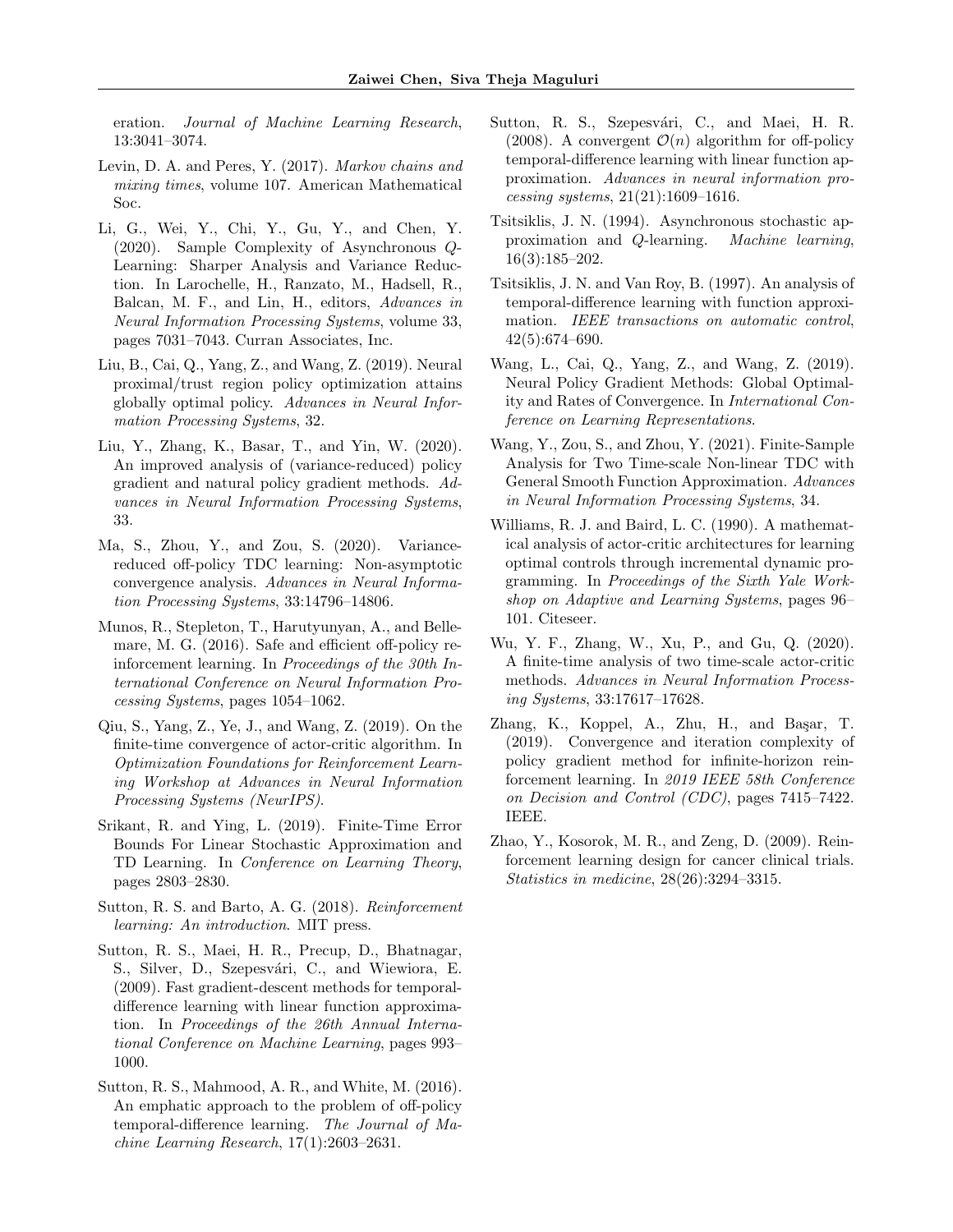eration. *Journal of Machine Learning Research*, 13:3041–3074.

Levin, D. A. and Peres, Y. (2017). *Markov chains and mixing times*, volume 107. American Mathematical Soc.

Li, G., Wei, Y., Chi, Y., Gu, Y., and Chen, Y. (2020). Sample Complexity of Asynchronous $Q$-Learning: Sharper Analysis and Variance Reduction. In Larochelle, H., Ranzato, M., Hadsell, R., Balcan, M. F., and Lin, H., editors, *Advances in Neural Information Processing Systems*, volume 33, pages 7031–7043. Curran Associates, Inc.

Liu, B., Cai, Q., Yang, Z., and Wang, Z. (2019). Neural proximal/trust region policy optimization attains globally optimal policy. *Advances in Neural Information Processing Systems*, 32.

Liu, Y., Zhang, K., Basar, T., and Yin, W. (2020). An improved analysis of (variance-reduced) policy gradient and natural policy gradient methods. *Advances in Neural Information Processing Systems*, 33.

Ma, S., Zhou, Y., and Zou, S. (2020). Variance-reduced off-policy TDC learning: Non-asymptotic convergence analysis. *Advances in Neural Information Processing Systems*, 33:14796–14806.

Munos, R., Stepleton, T., Harutyunyan, A., and Bellemare, M. G. (2016). Safe and efficient off-policy reinforcement learning. In *Proceedings of the 30th International Conference on Neural Information Processing Systems*, pages 1054–1062.

Qiu, S., Yang, Z., Ye, J., and Wang, Z. (2019). On the finite-time convergence of actor-critic algorithm. In *Optimization Foundations for Reinforcement Learning Workshop at Advances in Neural Information Processing Systems (NeurIPS)*.

Srikant, R. and Ying, L. (2019). Finite-Time Error Bounds For Linear Stochastic Approximation and TD Learning. In *Conference on Learning Theory*, pages 2803–2830.

Sutton, R. S. and Barto, A. G. (2018). *Reinforcement learning: An introduction*. MIT press.

Sutton, R. S., Maei, H. R., Precup, D., Bhatnagar, S., Silver, D., Szepesvári, C., and Wiewiora, E. (2009). Fast gradient-descent methods for temporal-difference learning with linear function approximation. In *Proceedings of the 26th Annual International Conference on Machine Learning*, pages 993–1000.

Sutton, R. S., Mahmood, A. R., and White, M. (2016). An emphatic approach to the problem of off-policy temporal-difference learning. *The Journal of Machine Learning Research*, 17(1):2603–2631.

Sutton, R. S., Szepesvári, C., and Maei, H. R. (2008). A convergent $\mathcal{O}(n)$ algorithm for off-policy temporal-difference learning with linear function approximation. *Advances in neural information processing systems*, 21(21):1609–1616.

Tsitsiklis, J. N. (1994). Asynchronous stochastic approximation and $Q$-learning. *Machine learning*, 16(3):185–202.

Tsitsiklis, J. N. and Van Roy, B. (1997). An analysis of temporal-difference learning with function approximation. *IEEE transactions on automatic control*, 42(5):674–690.

Wang, L., Cai, Q., Yang, Z., and Wang, Z. (2019). Neural Policy Gradient Methods: Global Optimality and Rates of Convergence. In *International Conference on Learning Representations*.

Wang, Y., Zou, S., and Zhou, Y. (2021). Finite-Sample Analysis for Two Time-scale Non-linear TDC with General Smooth Function Approximation. *Advances in Neural Information Processing Systems*, 34.

Williams, R. J. and Baird, L. C. (1990). A mathematical analysis of actor-critic architectures for learning optimal controls through incremental dynamic programming. In *Proceedings of the Sixth Yale Workshop on Adaptive and Learning Systems*, pages 96–101. Citeseer.

Wu, Y. F., Zhang, W., Xu, P., and Gu, Q. (2020). A finite-time analysis of two time-scale actor-critic methods. *Advances in Neural Information Processing Systems*, 33:17617–17628.

Zhang, K., Koppel, A., Zhu, H., and Başar, T. (2019). Convergence and iteration complexity of policy gradient method for infinite-horizon reinforcement learning. In *2019 IEEE 58th Conference on Decision and Control (CDC)*, pages 7415–7422. IEEE.

Zhao, Y., Kosorok, M. R., and Zeng, D. (2009). Reinforcement learning design for cancer clinical trials. *Statistics in medicine*, 28(26):3294–3315.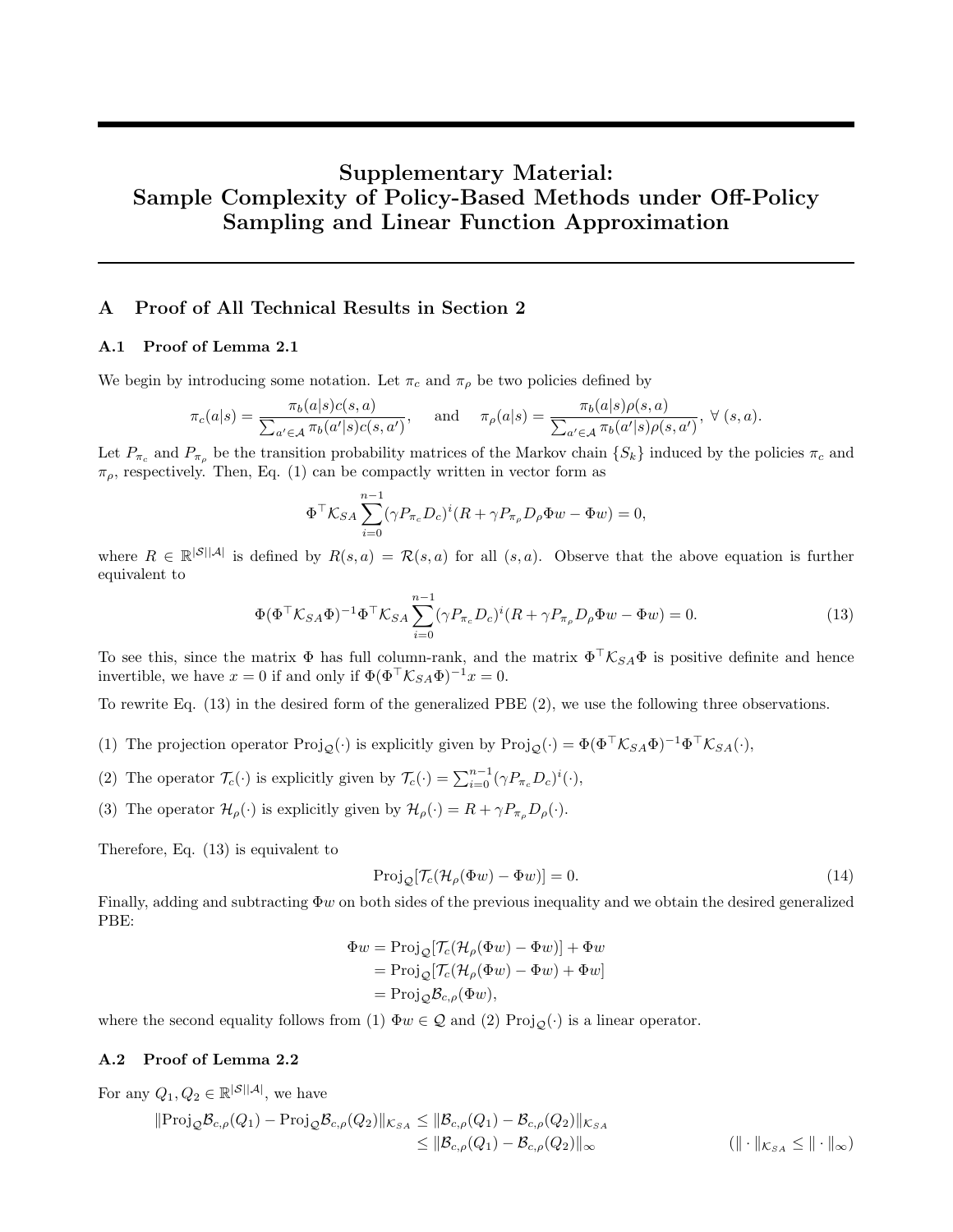# Supplementary Material: Sample Complexity of Policy-Based Methods under Off-Policy Sampling and Linear Function Approximation

## A Proof of All Technical Results in Section 2

### A.1 Proof of Lemma 2.1

We begin by introducing some notation. Let $\pi_c$ and $\pi_\rho$ be two policies defined by

$$\pi_c(a|s) = \frac{\pi_b(a|s)c(s,a)}{\sum_{a' \in \mathcal{A}} \pi_b(a'|s)c(s,a')}, \quad \text{and} \quad \pi_\rho(a|s) = \frac{\pi_b(a|s)\rho(s,a)}{\sum_{a' \in \mathcal{A}} \pi_b(a'|s)\rho(s,a')}, \ \forall \ (s,a).$$

Let $P_{\pi_c}$ and $P_{\pi_\rho}$ be the transition probability matrices of the Markov chain $\{S_k\}$ induced by the policies $\pi_c$ and $\pi_\rho$, respectively. Then, Eq. (1) can be compactly written in vector form as

$$\Phi^\top \mathcal{K}_{SA} \sum_{i=0}^{n-1} (\gamma P_{\pi_c} D_c)^i (R + \gamma P_{\pi_\rho} D_\rho \Phi w - \Phi w) = 0,$$

where $R \in \mathbb{R}^{|\mathcal{S}||\mathcal{A}|}$ is defined by $R(s,a) = \mathcal{R}(s,a)$ for all $(s,a)$. Observe that the above equation is further equivalent to

$$\Phi(\Phi^\top \mathcal{K}_{SA} \Phi)^{-1} \Phi^\top \mathcal{K}_{SA} \sum_{i=0}^{n-1} (\gamma P_{\pi_c} D_c)^i (R + \gamma P_{\pi_\rho} D_\rho \Phi w - \Phi w) = 0. \tag{13}$$

To see this, since the matrix $\Phi$ has full column-rank, and the matrix $\Phi^\top \mathcal{K}_{SA} \Phi$ is positive definite and hence invertible, we have $x = 0$ if and only if $\Phi(\Phi^\top \mathcal{K}_{SA} \Phi)^{-1} x = 0$.

To rewrite Eq. (13) in the desired form of the generalized PBE (2), we use the following three observations.

(1) The projection operator $\text{Proj}_\mathcal{Q}(\cdot)$ is explicitly given by $\text{Proj}_\mathcal{Q}(\cdot) = \Phi(\Phi^\top \mathcal{K}_{SA} \Phi)^{-1} \Phi^\top \mathcal{K}_{SA}(\cdot)$,

(2) The operator $\mathcal{T}_c(\cdot)$ is explicitly given by $\mathcal{T}_c(\cdot) = \sum_{i=0}^{n-1} (\gamma P_{\pi_c} D_c)^i (\cdot)$,

(3) The operator $\mathcal{H}_\rho(\cdot)$ is explicitly given by $\mathcal{H}_\rho(\cdot) = R + \gamma P_{\pi_\rho} D_\rho (\cdot)$.

Therefore, Eq. (13) is equivalent to

$$\text{Proj}_\mathcal{Q}[\mathcal{T}_c(\mathcal{H}_\rho(\Phi w) - \Phi w)] = 0. \tag{14}$$

Finally, adding and subtracting $\Phi w$ on both sides of the previous inequality and we obtain the desired generalized PBE:

$$\begin{aligned}
\Phi w &= \text{Proj}_\mathcal{Q}[\mathcal{T}_c(\mathcal{H}_\rho(\Phi w) - \Phi w)] + \Phi w \\
&= \text{Proj}_\mathcal{Q}[\mathcal{T}_c(\mathcal{H}_\rho(\Phi w) - \Phi w) + \Phi w] \\
&= \text{Proj}_\mathcal{Q} \mathcal{B}_{c,\rho}(\Phi w),
\end{aligned}$$

where the second equality follows from (1) $\Phi w \in \mathcal{Q}$ and (2) $\text{Proj}_\mathcal{Q}(\cdot)$ is a linear operator.

### A.2 Proof of Lemma 2.2

For any $Q_1, Q_2 \in \mathbb{R}^{|\mathcal{S}||\mathcal{A}|}$, we have

$$\begin{aligned}
\|\text{Proj}_\mathcal{Q} \mathcal{B}_{c,\rho}(Q_1) - \text{Proj}_\mathcal{Q} \mathcal{B}_{c,\rho}(Q_2)\|_{\mathcal{K}_{SA}} &\leq \|\mathcal{B}_{c,\rho}(Q_1) - \mathcal{B}_{c,\rho}(Q_2)\|_{\mathcal{K}_{SA}} \\
&\leq \|\mathcal{B}_{c,\rho}(Q_1) - \mathcal{B}_{c,\rho}(Q_2)\|_\infty \qquad (\|\cdot\|_{\mathcal{K}_{SA}} \leq \|\cdot\|_\infty)
\end{aligned}$$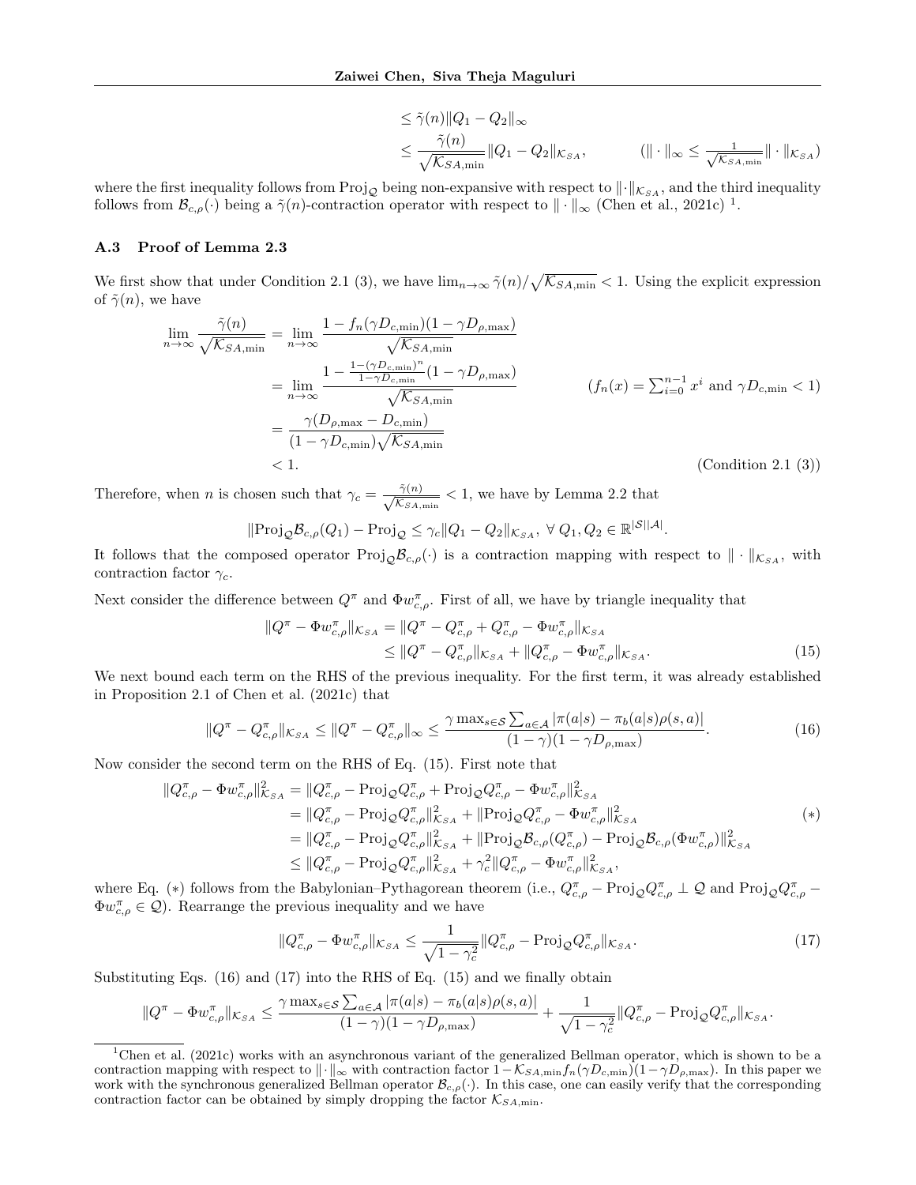$$
\begin{aligned}
&\leq \tilde{\gamma}(n)\|Q_1 - Q_2\|_\infty \\
&\leq \frac{\tilde{\gamma}(n)}{\sqrt{\mathcal{K}_{SA,\min}}}\|Q_1 - Q_2\|_{\mathcal{K}_{SA}}, \qquad\qquad (\|\cdot\|_\infty \leq \tfrac{1}{\sqrt{\mathcal{K}_{SA,\min}}}\|\cdot\|_{\mathcal{K}_{SA}})
\end{aligned}
$$

where the first inequality follows from $\text{Proj}_{\mathcal{Q}}$ being non-expansive with respect to $\|\cdot\|_{\mathcal{K}_{SA}}$, and the third inequality follows from $\mathcal{B}_{c,\rho}(\cdot)$ being a $\tilde{\gamma}(n)$-contraction operator with respect to $\|\cdot\|_\infty$ (Chen et al., 2021c) [1].

### A.3 Proof of Lemma 2.3

We first show that under Condition 2.1 (3), we have $\lim_{n\to\infty} \tilde{\gamma}(n)/\sqrt{\mathcal{K}_{SA,\min}} < 1$. Using the explicit expression of $\tilde{\gamma}(n)$, we have

$$
\begin{aligned}
\lim_{n\to\infty}\frac{\tilde{\gamma}(n)}{\sqrt{\mathcal{K}_{SA,\min}}} &= \lim_{n\to\infty}\frac{1 - f_n(\gamma D_{c,\min})(1-\gamma D_{\rho,\max})}{\sqrt{\mathcal{K}_{SA,\min}}} \\
&= \lim_{n\to\infty}\frac{1 - \frac{1-(\gamma D_{c,\min})^n}{1-\gamma D_{c,\min}}(1-\gamma D_{\rho,\max})}{\sqrt{\mathcal{K}_{SA,\min}}} \qquad (f_n(x) = \textstyle\sum_{i=0}^{n-1} x^i \text{ and } \gamma D_{c,\min} < 1) \\
&= \frac{\gamma(D_{\rho,\max} - D_{c,\min})}{(1-\gamma D_{c,\min})\sqrt{\mathcal{K}_{SA,\min}}} \\
&< 1. \qquad\qquad (\text{Condition 2.1 (3)})
\end{aligned}
$$

Therefore, when $n$ is chosen such that $\gamma_c = \frac{\tilde{\gamma}(n)}{\sqrt{\mathcal{K}_{SA,\min}}} < 1$, we have by Lemma 2.2 that

$$
\|\text{Proj}_{\mathcal{Q}}\mathcal{B}_{c,\rho}(Q_1) - \text{Proj}_{\mathcal{Q}} \leq \gamma_c \|Q_1 - Q_2\|_{\mathcal{K}_{SA}}, \ \forall\, Q_1, Q_2 \in \mathbb{R}^{|\mathcal{S}||\mathcal{A}|}.
$$

It follows that the composed operator $\text{Proj}_{\mathcal{Q}}\mathcal{B}_{c,\rho}(\cdot)$ is a contraction mapping with respect to $\|\cdot\|_{\mathcal{K}_{SA}}$, with contraction factor $\gamma_c$.

Next consider the difference between $Q^\pi$ and $\Phi w^\pi_{c,\rho}$. First of all, we have by triangle inequality that

$$
\begin{aligned}
\|Q^\pi - \Phi w^\pi_{c,\rho}\|_{\mathcal{K}_{SA}} &= \|Q^\pi - Q^\pi_{c,\rho} + Q^\pi_{c,\rho} - \Phi w^\pi_{c,\rho}\|_{\mathcal{K}_{SA}} \\
&\leq \|Q^\pi - Q^\pi_{c,\rho}\|_{\mathcal{K}_{SA}} + \|Q^\pi_{c,\rho} - \Phi w^\pi_{c,\rho}\|_{\mathcal{K}_{SA}}.
\end{aligned} \tag{15}
$$

We next bound each term on the RHS of the previous inequality. For the first term, it was already established in Proposition 2.1 of Chen et al. (2021c) that

$$
\|Q^\pi - Q^\pi_{c,\rho}\|_{\mathcal{K}_{SA}} \leq \|Q^\pi - Q^\pi_{c,\rho}\|_\infty \leq \frac{\gamma \max_{s\in\mathcal{S}}\sum_{a\in\mathcal{A}}|\pi(a|s) - \pi_b(a|s)\rho(s,a)|}{(1-\gamma)(1-\gamma D_{\rho,\max})}. \tag{16}
$$

Now consider the second term on the RHS of Eq. (15). First note that

$$
\begin{aligned}
\|Q^\pi_{c,\rho} - \Phi w^\pi_{c,\rho}\|^2_{\mathcal{K}_{SA}} &= \|Q^\pi_{c,\rho} - \text{Proj}_{\mathcal{Q}}Q^\pi_{c,\rho} + \text{Proj}_{\mathcal{Q}}Q^\pi_{c,\rho} - \Phi w^\pi_{c,\rho}\|^2_{\mathcal{K}_{SA}} \\
&= \|Q^\pi_{c,\rho} - \text{Proj}_{\mathcal{Q}}Q^\pi_{c,\rho}\|^2_{\mathcal{K}_{SA}} + \|\text{Proj}_{\mathcal{Q}}Q^\pi_{c,\rho} - \Phi w^\pi_{c,\rho}\|^2_{\mathcal{K}_{SA}} \\
&= \|Q^\pi_{c,\rho} - \text{Proj}_{\mathcal{Q}}Q^\pi_{c,\rho}\|^2_{\mathcal{K}_{SA}} + \|\text{Proj}_{\mathcal{Q}}\mathcal{B}_{c,\rho}(Q^\pi_{c,\rho}) - \text{Proj}_{\mathcal{Q}}\mathcal{B}_{c,\rho}(\Phi w^\pi_{c,\rho})\|^2_{\mathcal{K}_{SA}} \\
&\leq \|Q^\pi_{c,\rho} - \text{Proj}_{\mathcal{Q}}Q^\pi_{c,\rho}\|^2_{\mathcal{K}_{SA}} + \gamma_c^2\|Q^\pi_{c,\rho} - \Phi w^\pi_{c,\rho}\|^2_{\mathcal{K}_{SA}},
\end{aligned} \tag{$*$}
$$

where Eq. $(*)$ follows from the Babylonian–Pythagorean theorem (i.e., $Q^\pi_{c,\rho} - \text{Proj}_{\mathcal{Q}}Q^\pi_{c,\rho} \perp \mathcal{Q}$ and $\text{Proj}_{\mathcal{Q}}Q^\pi_{c,\rho} - \Phi w^\pi_{c,\rho} \in \mathcal{Q}$). Rearrange the previous inequality and we have

$$
\|Q^\pi_{c,\rho} - \Phi w^\pi_{c,\rho}\|_{\mathcal{K}_{SA}} \leq \frac{1}{\sqrt{1-\gamma_c^2}}\|Q^\pi_{c,\rho} - \text{Proj}_{\mathcal{Q}}Q^\pi_{c,\rho}\|_{\mathcal{K}_{SA}}. \tag{17}
$$

Substituting Eqs. (16) and (17) into the RHS of Eq. (15) and we finally obtain

$$
\|Q^\pi - \Phi w^\pi_{c,\rho}\|_{\mathcal{K}_{SA}} \leq \frac{\gamma \max_{s\in\mathcal{S}}\sum_{a\in\mathcal{A}}|\pi(a|s) - \pi_b(a|s)\rho(s,a)|}{(1-\gamma)(1-\gamma D_{\rho,\max})} + \frac{1}{\sqrt{1-\gamma_c^2}}\|Q^\pi_{c,\rho} - \text{Proj}_{\mathcal{Q}}Q^\pi_{c,\rho}\|_{\mathcal{K}_{SA}}.
$$

[1] Chen et al. (2021c) works with an asynchronous variant of the generalized Bellman operator, which is shown to be a contraction mapping with respect to $\|\cdot\|_\infty$ with contraction factor $1 - \mathcal{K}_{SA,\min} f_n(\gamma D_{c,\min})(1-\gamma D_{\rho,\max})$. In this paper we work with the synchronous generalized Bellman operator $\mathcal{B}_{c,\rho}(\cdot)$. In this case, one can easily verify that the corresponding contraction factor can be obtained by simply dropping the factor $\mathcal{K}_{SA,\min}$.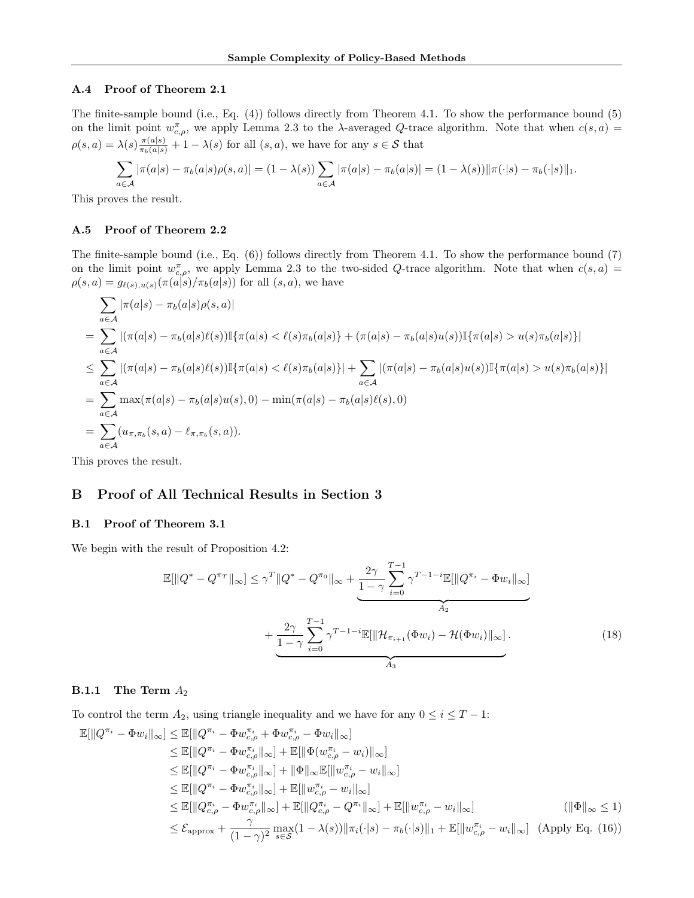### A.4 Proof of Theorem 2.1

The finite-sample bound (i.e., Eq. (4)) follows directly from Theorem 4.1. To show the performance bound (5) on the limit point $w_{c,\rho}^{\pi}$, we apply Lemma 2.3 to the $\lambda$-averaged $Q$-trace algorithm. Note that when $c(s,a) = \rho(s,a) = \lambda(s)\frac{\pi(a|s)}{\pi_b(a|s)} + 1 - \lambda(s)$ for all $(s,a)$, we have for any $s \in \mathcal{S}$ that

$$\sum_{a\in\mathcal{A}} |\pi(a|s) - \pi_b(a|s)\rho(s,a)| = (1-\lambda(s))\sum_{a\in\mathcal{A}} |\pi(a|s) - \pi_b(a|s)| = (1-\lambda(s))\|\pi(\cdot|s) - \pi_b(\cdot|s)\|_1.$$

This proves the result.

### A.5 Proof of Theorem 2.2

The finite-sample bound (i.e., Eq. (6)) follows directly from Theorem 4.1. To show the performance bound (7) on the limit point $w_{c,\rho}^{\pi}$, we apply Lemma 2.3 to the two-sided $Q$-trace algorithm. Note that when $c(s,a) = \rho(s,a) = g_{\ell(s),u(s)}(\pi(a|s)/\pi_b(a|s))$ for all $(s,a)$, we have

$$\begin{aligned}
&\sum_{a\in\mathcal{A}} |\pi(a|s) - \pi_b(a|s)\rho(s,a)| \\
=& \sum_{a\in\mathcal{A}} |(\pi(a|s) - \pi_b(a|s)\ell(s))\mathbb{I}\{\pi(a|s) < \ell(s)\pi_b(a|s)\} + (\pi(a|s) - \pi_b(a|s)u(s))\mathbb{I}\{\pi(a|s) > u(s)\pi_b(a|s)\}| \\
\leq& \sum_{a\in\mathcal{A}} |(\pi(a|s) - \pi_b(a|s)\ell(s))\mathbb{I}\{\pi(a|s) < \ell(s)\pi_b(a|s)\}| + \sum_{a\in\mathcal{A}} |(\pi(a|s) - \pi_b(a|s)u(s))\mathbb{I}\{\pi(a|s) > u(s)\pi_b(a|s)\}| \\
=& \sum_{a\in\mathcal{A}} \max(\pi(a|s) - \pi_b(a|s)u(s), 0) - \min(\pi(a|s) - \pi_b(a|s)\ell(s), 0) \\
=& \sum_{a\in\mathcal{A}} (u_{\pi,\pi_b}(s,a) - \ell_{\pi,\pi_b}(s,a)).
\end{aligned}$$

This proves the result.

## B Proof of All Technical Results in Section 3

### B.1 Proof of Theorem 3.1

We begin with the result of Proposition 4.2:

$$\begin{aligned}
\mathbb{E}[\|Q^* - Q^{\pi_T}\|_\infty] \leq& \gamma^T \|Q^* - Q^{\pi_0}\|_\infty + \underbrace{\frac{2\gamma}{1-\gamma}\sum_{i=0}^{T-1}\gamma^{T-1-i}\mathbb{E}[\|Q^{\pi_i} - \Phi w_i\|_\infty]}_{A_2} \\
&+ \underbrace{\frac{2\gamma}{1-\gamma}\sum_{i=0}^{T-1}\gamma^{T-1-i}\mathbb{E}[\|\mathcal{H}_{\pi_{i+1}}(\Phi w_i) - \mathcal{H}(\Phi w_i)\|_\infty]}_{A_3}. \qquad (18)
\end{aligned}$$

#### B.1.1 The Term $A_2$

To control the term $A_2$, using triangle inequality and we have for any $0 \leq i \leq T-1$:

$$\begin{aligned}
\mathbb{E}[\|Q^{\pi_i} - \Phi w_i\|_\infty] &\leq \mathbb{E}[\|Q^{\pi_i} - \Phi w_{c,\rho}^{\pi_i} + \Phi w_{c,\rho}^{\pi_i} - \Phi w_i\|_\infty] \\
&\leq \mathbb{E}[\|Q^{\pi_i} - \Phi w_{c,\rho}^{\pi_i}\|_\infty] + \mathbb{E}[\|\Phi(w_{c,\rho}^{\pi_i} - w_i)\|_\infty] \\
&\leq \mathbb{E}[\|Q^{\pi_i} - \Phi w_{c,\rho}^{\pi_i}\|_\infty] + \|\Phi\|_\infty \mathbb{E}[\|w_{c,\rho}^{\pi_i} - w_i\|_\infty] \\
&\leq \mathbb{E}[\|Q^{\pi_i} - \Phi w_{c,\rho}^{\pi_i}\|_\infty] + \mathbb{E}[\|w_{c,\rho}^{\pi_i} - w_i\|_\infty] \\
&\leq \mathbb{E}[\|Q_{c,\rho}^{\pi_i} - \Phi w_{c,\rho}^{\pi_i}\|_\infty] + \mathbb{E}[\|Q_{c,\rho}^{\pi_i} - Q^{\pi_i}\|_\infty] + \mathbb{E}[\|w_{c,\rho}^{\pi_i} - w_i\|_\infty] \qquad (\|\Phi\|_\infty \leq 1) \\
&\leq \mathcal{E}_{\text{approx}} + \frac{\gamma}{(1-\gamma)^2}\max_{s\in\mathcal{S}}(1-\lambda(s))\|\pi_i(\cdot|s) - \pi_b(\cdot|s)\|_1 + \mathbb{E}[\|w_{c,\rho}^{\pi_i} - w_i\|_\infty] \quad \text{(Apply Eq. (16))}
\end{aligned}$$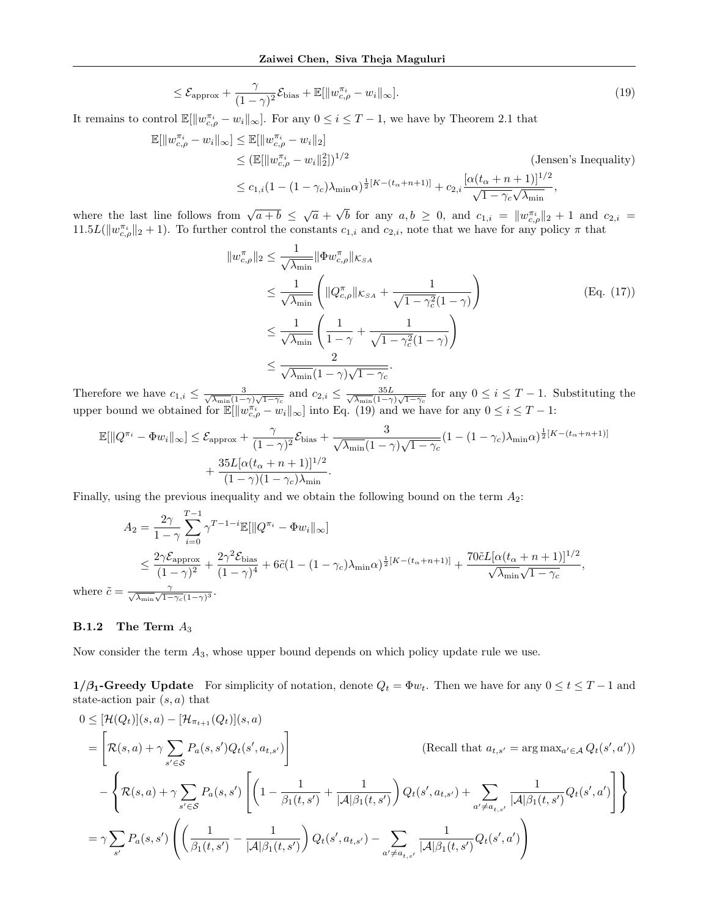$$\leq \mathcal{E}_{\text{approx}} + \frac{\gamma}{(1-\gamma)^2}\mathcal{E}_{\text{bias}} + \mathbb{E}[\|w_{c,\rho}^{\pi_i} - w_i\|_\infty]. \tag{19}$$

It remains to control $\mathbb{E}[\|w_{c,\rho}^{\pi_i} - w_i\|_\infty]$. For any $0 \leq i \leq T-1$, we have by Theorem 2.1 that

$$\begin{aligned}
\mathbb{E}[\|w_{c,\rho}^{\pi_i} - w_i\|_\infty] &\leq \mathbb{E}[\|w_{c,\rho}^{\pi_i} - w_i\|_2] \\
&\leq (\mathbb{E}[\|w_{c,\rho}^{\pi_i} - w_i\|_2^2])^{1/2} \qquad \text{(Jensen's Inequality)} \\
&\leq c_{1,i}(1-(1-\gamma_c)\lambda_{\min}\alpha)^{\frac{1}{2}[K-(t_\alpha+n+1)]} + c_{2,i}\frac{[\alpha(t_\alpha+n+1)]^{1/2}}{\sqrt{1-\gamma_c}\sqrt{\lambda_{\min}}},
\end{aligned}$$

where the last line follows from $\sqrt{a+b} \leq \sqrt{a} + \sqrt{b}$ for any $a, b \geq 0$, and $c_{1,i} = \|w_{c,\rho}^{\pi_i}\|_2 + 1$ and $c_{2,i} = 11.5L(\|w_{c,\rho}^{\pi_i}\|_2 + 1)$. To further control the constants $c_{1,i}$ and $c_{2,i}$, note that we have for any policy $\pi$ that

$$\begin{aligned}
\|w_{c,\rho}^\pi\|_2 &\leq \frac{1}{\sqrt{\lambda_{\min}}}\|\Phi w_{c,\rho}^\pi\|_{\mathcal{K}_{SA}} \\
&\leq \frac{1}{\sqrt{\lambda_{\min}}}\left(\|Q_{c,\rho}^\pi\|_{\mathcal{K}_{SA}} + \frac{1}{\sqrt{1-\gamma_c^2}(1-\gamma)}\right) \qquad \text{(Eq. (17))} \\
&\leq \frac{1}{\sqrt{\lambda_{\min}}}\left(\frac{1}{1-\gamma} + \frac{1}{\sqrt{1-\gamma_c^2}(1-\gamma)}\right) \\
&\leq \frac{2}{\sqrt{\lambda_{\min}}(1-\gamma)\sqrt{1-\gamma_c}}.
\end{aligned}$$

Therefore we have $c_{1,i} \leq \frac{3}{\sqrt{\lambda_{\min}}(1-\gamma)\sqrt{1-\gamma_c}}$ and $c_{2,i} \leq \frac{35L}{\sqrt{\lambda_{\min}}(1-\gamma)\sqrt{1-\gamma_c}}$ for any $0 \leq i \leq T-1$. Substituting the upper bound we obtained for $\mathbb{E}[\|w_{c,\rho}^{\pi_i} - w_i\|_\infty]$ into Eq. (19) and we have for any $0 \leq i \leq T-1$:

$$\begin{aligned}
\mathbb{E}[\|Q^{\pi_i} - \Phi w_i\|_\infty] \leq\ & \mathcal{E}_{\text{approx}} + \frac{\gamma}{(1-\gamma)^2}\mathcal{E}_{\text{bias}} + \frac{3}{\sqrt{\lambda_{\min}}(1-\gamma)\sqrt{1-\gamma_c}}(1-(1-\gamma_c)\lambda_{\min}\alpha)^{\frac{1}{2}[K-(t_\alpha+n+1)]} \\
&+ \frac{35L[\alpha(t_\alpha+n+1)]^{1/2}}{(1-\gamma)(1-\gamma_c)\lambda_{\min}}.
\end{aligned}$$

Finally, using the previous inequality and we obtain the following bound on the term $A_2$:

$$\begin{aligned}
A_2 &= \frac{2\gamma}{1-\gamma}\sum_{i=0}^{T-1}\gamma^{T-1-i}\mathbb{E}[\|Q^{\pi_i} - \Phi w_i\|_\infty] \\
&\leq \frac{2\gamma\mathcal{E}_{\text{approx}}}{(1-\gamma)^2} + \frac{2\gamma^2\mathcal{E}_{\text{bias}}}{(1-\gamma)^4} + 6\tilde{c}(1-(1-\gamma_c)\lambda_{\min}\alpha)^{\frac{1}{2}[K-(t_\alpha+n+1)]} + \frac{70\tilde{c}L[\alpha(t_\alpha+n+1)]^{1/2}}{\sqrt{\lambda_{\min}}\sqrt{1-\gamma_c}},
\end{aligned}$$

where $\tilde{c} = \frac{\gamma}{\sqrt{\lambda_{\min}}\sqrt{1-\gamma_c}(1-\gamma)^3}$.

### B.1.2 The Term $A_3$

Now consider the term $A_3$, whose upper bound depends on which policy update rule we use.

**$1/\beta_1$-Greedy Update** For simplicity of notation, denote $Q_t = \Phi w_t$. Then we have for any $0 \leq t \leq T-1$ and state-action pair $(s,a)$ that

$$\begin{aligned}
0 &\leq [\mathcal{H}(Q_t)](s,a) - [\mathcal{H}_{\pi_{t+1}}(Q_t)](s,a) \\
&= \left[\mathcal{R}(s,a) + \gamma\sum_{s'\in\mathcal{S}}P_a(s,s')Q_t(s',a_{t,s'})\right] \qquad \text{(Recall that } a_{t,s'} = \arg\max_{a'\in\mathcal{A}}Q_t(s',a')) \\
&\quad - \left\{\mathcal{R}(s,a) + \gamma\sum_{s'\in\mathcal{S}}P_a(s,s')\left[\left(1 - \frac{1}{\beta_1(t,s')} + \frac{1}{|\mathcal{A}|\beta_1(t,s')}\right)Q_t(s',a_{t,s'}) + \sum_{a'\neq a_{t,s'}}\frac{1}{|\mathcal{A}|\beta_1(t,s')}Q_t(s',a')\right]\right\} \\
&= \gamma\sum_{s'}P_a(s,s')\left(\left(\frac{1}{\beta_1(t,s')} - \frac{1}{|\mathcal{A}|\beta_1(t,s')}\right)Q_t(s',a_{t,s'}) - \sum_{a'\neq a_{t,s'}}\frac{1}{|\mathcal{A}|\beta_1(t,s')}Q_t(s',a')\right)
\end{aligned}$$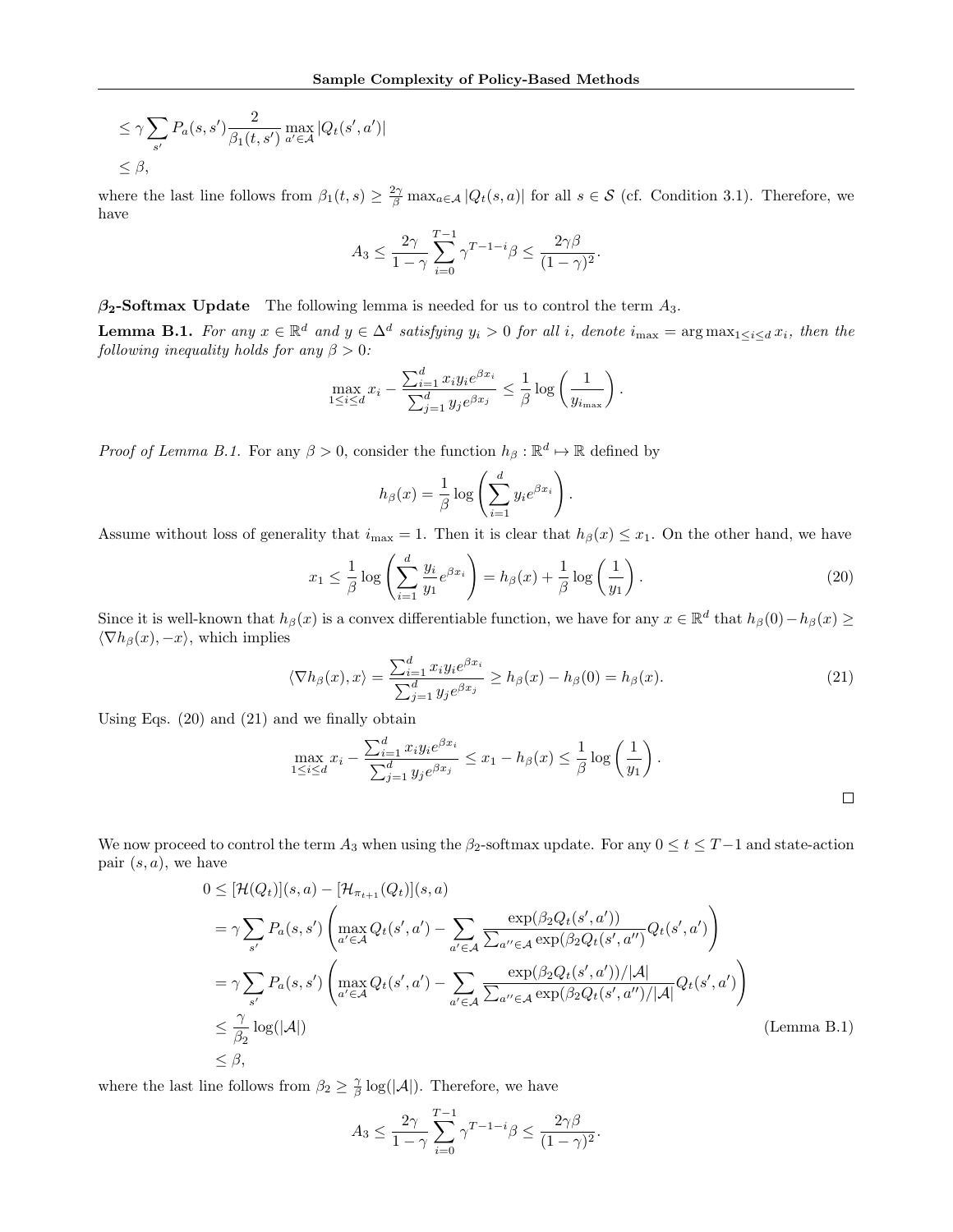$$
\begin{aligned}
&\leq \gamma \sum_{s'} P_a(s,s') \frac{2}{\beta_1(t,s')} \max_{a' \in \mathcal{A}} |Q_t(s',a')| \\
&\leq \beta,
\end{aligned}
$$

where the last line follows from $\beta_1(t,s) \geq \frac{2\gamma}{\beta} \max_{a \in \mathcal{A}} |Q_t(s,a)|$ for all $s \in \mathcal{S}$ (cf. Condition 3.1). Therefore, we have

$$
A_3 \leq \frac{2\gamma}{1-\gamma} \sum_{i=0}^{T-1} \gamma^{T-1-i} \beta \leq \frac{2\gamma\beta}{(1-\gamma)^2}.
$$

**$\beta_2$-Softmax Update** The following lemma is needed for us to control the term $A_3$.

**Lemma B.1.** *For any $x \in \mathbb{R}^d$ and $y \in \Delta^d$ satisfying $y_i > 0$ for all $i$, denote $i_{\max} = \arg\max_{1 \leq i \leq d} x_i$, then the following inequality holds for any $\beta > 0$:*

$$
\max_{1 \leq i \leq d} x_i - \frac{\sum_{i=1}^d x_i y_i e^{\beta x_i}}{\sum_{j=1}^d y_j e^{\beta x_j}} \leq \frac{1}{\beta} \log\left(\frac{1}{y_{i_{\max}}}\right).
$$

*Proof of Lemma B.1.* For any $\beta > 0$, consider the function $h_\beta : \mathbb{R}^d \mapsto \mathbb{R}$ defined by

$$
h_\beta(x) = \frac{1}{\beta} \log\left(\sum_{i=1}^d y_i e^{\beta x_i}\right).
$$

Assume without loss of generality that $i_{\max} = 1$. Then it is clear that $h_\beta(x) \leq x_1$. On the other hand, we have

$$
x_1 \leq \frac{1}{\beta} \log\left(\sum_{i=1}^d \frac{y_i}{y_1} e^{\beta x_i}\right) = h_\beta(x) + \frac{1}{\beta} \log\left(\frac{1}{y_1}\right). \tag{20}
$$

Since it is well-known that $h_\beta(x)$ is a convex differentiable function, we have for any $x \in \mathbb{R}^d$ that $h_\beta(0) - h_\beta(x) \geq \langle \nabla h_\beta(x), -x \rangle$, which implies

$$
\langle \nabla h_\beta(x), x \rangle = \frac{\sum_{i=1}^d x_i y_i e^{\beta x_i}}{\sum_{j=1}^d y_j e^{\beta x_j}} \geq h_\beta(x) - h_\beta(0) = h_\beta(x). \tag{21}
$$

Using Eqs. (20) and (21) and we finally obtain

$$
\max_{1 \leq i \leq d} x_i - \frac{\sum_{i=1}^d x_i y_i e^{\beta x_i}}{\sum_{j=1}^d y_j e^{\beta x_j}} \leq x_1 - h_\beta(x) \leq \frac{1}{\beta} \log\left(\frac{1}{y_1}\right).
$$

□

We now proceed to control the term $A_3$ when using the $\beta_2$-softmax update. For any $0 \leq t \leq T-1$ and state-action pair $(s,a)$, we have

$$
\begin{aligned}
0 &\leq [\mathcal{H}(Q_t)](s,a) - [\mathcal{H}_{\pi_{t+1}}(Q_t)](s,a) \\
&= \gamma \sum_{s'} P_a(s,s') \left( \max_{a' \in \mathcal{A}} Q_t(s',a') - \sum_{a' \in \mathcal{A}} \frac{\exp(\beta_2 Q_t(s',a'))}{\sum_{a'' \in \mathcal{A}} \exp(\beta_2 Q_t(s',a''))} Q_t(s',a') \right) \\
&= \gamma \sum_{s'} P_a(s,s') \left( \max_{a' \in \mathcal{A}} Q_t(s',a') - \sum_{a' \in \mathcal{A}} \frac{\exp(\beta_2 Q_t(s',a'))/|\mathcal{A}|}{\sum_{a'' \in \mathcal{A}} \exp(\beta_2 Q_t(s',a''))/|\mathcal{A}|} Q_t(s',a') \right) \\
&\leq \frac{\gamma}{\beta_2} \log(|\mathcal{A}|) \qquad\qquad \text{(Lemma B.1)} \\
&\leq \beta,
\end{aligned}
$$

where the last line follows from $\beta_2 \geq \frac{\gamma}{\beta} \log(|\mathcal{A}|)$. Therefore, we have

$$
A_3 \leq \frac{2\gamma}{1-\gamma} \sum_{i=0}^{T-1} \gamma^{T-1-i} \beta \leq \frac{2\gamma\beta}{(1-\gamma)^2}.
$$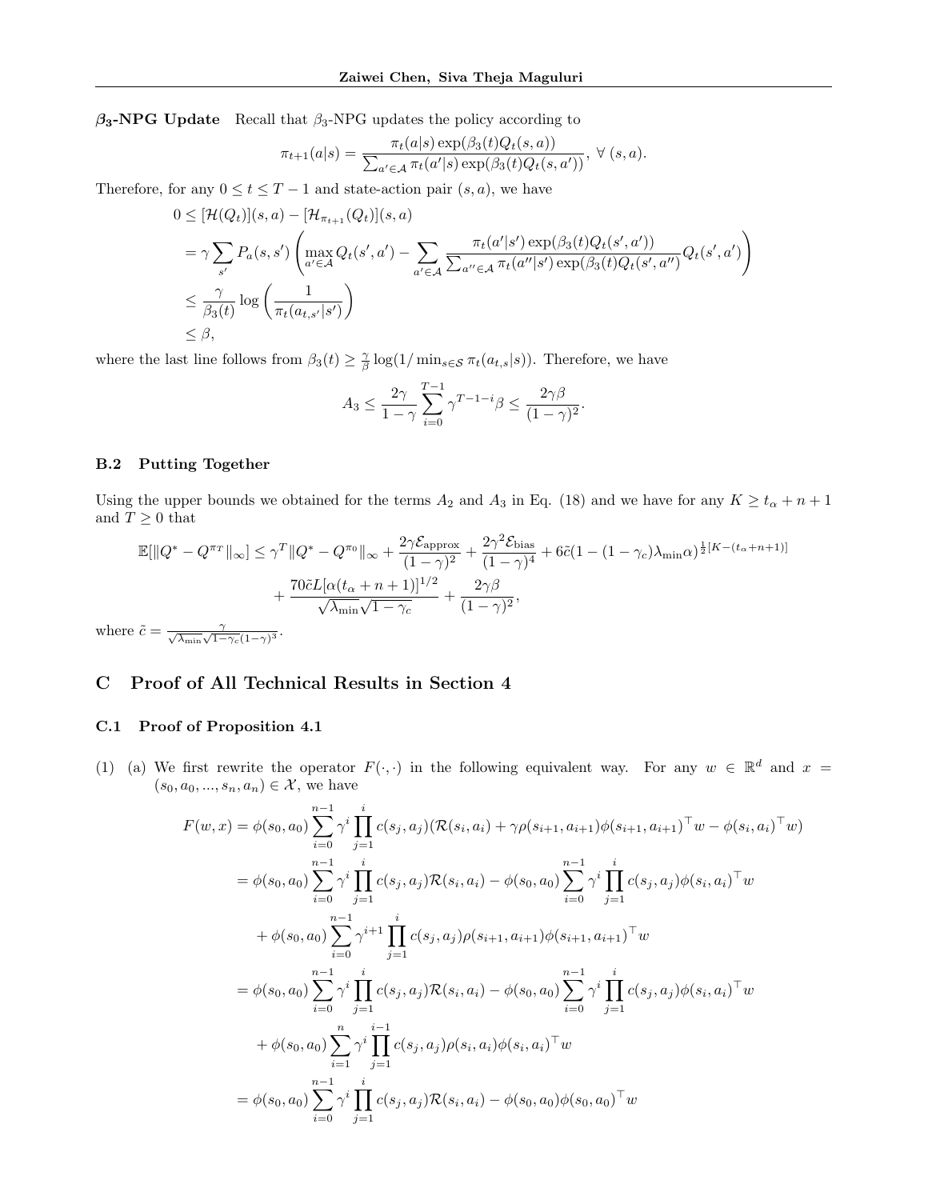**$\beta_3$-NPG Update** Recall that $\beta_3$-NPG updates the policy according to

$$\pi_{t+1}(a|s) = \frac{\pi_t(a|s)\exp(\beta_3(t)Q_t(s,a))}{\sum_{a'\in\mathcal{A}}\pi_t(a'|s)\exp(\beta_3(t)Q_t(s,a'))},\ \forall\,(s,a).$$

Therefore, for any $0 \leq t \leq T-1$ and state-action pair $(s,a)$, we have

$$\begin{aligned}
0 &\leq [\mathcal{H}(Q_t)](s,a) - [\mathcal{H}_{\pi_{t+1}}(Q_t)](s,a)\\
&= \gamma\sum_{s'}P_a(s,s')\left(\max_{a'\in\mathcal{A}}Q_t(s',a') - \sum_{a'\in\mathcal{A}}\frac{\pi_t(a'|s')\exp(\beta_3(t)Q_t(s',a'))}{\sum_{a''\in\mathcal{A}}\pi_t(a''|s')\exp(\beta_3(t)Q_t(s',a''))}Q_t(s',a')\right)\\
&\leq \frac{\gamma}{\beta_3(t)}\log\left(\frac{1}{\pi_t(a_{t,s'}|s')}\right)\\
&\leq \beta,
\end{aligned}$$

where the last line follows from $\beta_3(t) \geq \frac{\gamma}{\beta}\log(1/\min_{s\in\mathcal{S}}\pi_t(a_{t,s}|s))$. Therefore, we have

$$A_3 \leq \frac{2\gamma}{1-\gamma}\sum_{i=0}^{T-1}\gamma^{T-1-i}\beta \leq \frac{2\gamma\beta}{(1-\gamma)^2}.$$

### B.2 Putting Together

Using the upper bounds we obtained for the terms $A_2$ and $A_3$ in Eq. (18) and we have for any $K \geq t_\alpha + n + 1$ and $T \geq 0$ that

$$\begin{aligned}
\mathbb{E}[\|Q^* - Q^{\pi_T}\|_\infty] \leq{}& \gamma^T\|Q^* - Q^{\pi_0}\|_\infty + \frac{2\gamma\mathcal{E}_{\text{approx}}}{(1-\gamma)^2} + \frac{2\gamma^2\mathcal{E}_{\text{bias}}}{(1-\gamma)^4} + 6\tilde{c}(1-(1-\gamma_c)\lambda_{\min}\alpha)^{\frac{1}{2}[K-(t_\alpha+n+1)]}\\
&+ \frac{70\tilde{c}L[\alpha(t_\alpha+n+1)]^{1/2}}{\sqrt{\lambda_{\min}}\sqrt{1-\gamma_c}} + \frac{2\gamma\beta}{(1-\gamma)^2},
\end{aligned}$$

where $\tilde{c} = \frac{\gamma}{\sqrt{\lambda_{\min}}\sqrt{1-\gamma_c}(1-\gamma)^3}$.

## C Proof of All Technical Results in Section 4

### C.1 Proof of Proposition 4.1

(1) (a) We first rewrite the operator $F(\cdot,\cdot)$ in the following equivalent way. For any $w \in \mathbb{R}^d$ and $x = (s_0, a_0, ..., s_n, a_n) \in \mathcal{X}$, we have

$$\begin{aligned}
F(w,x) &= \phi(s_0,a_0)\sum_{i=0}^{n-1}\gamma^i\prod_{j=1}^{i}c(s_j,a_j)(\mathcal{R}(s_i,a_i) + \gamma\rho(s_{i+1},a_{i+1})\phi(s_{i+1},a_{i+1})^\top w - \phi(s_i,a_i)^\top w)\\
&= \phi(s_0,a_0)\sum_{i=0}^{n-1}\gamma^i\prod_{j=1}^{i}c(s_j,a_j)\mathcal{R}(s_i,a_i) - \phi(s_0,a_0)\sum_{i=0}^{n-1}\gamma^i\prod_{j=1}^{i}c(s_j,a_j)\phi(s_i,a_i)^\top w\\
&\quad + \phi(s_0,a_0)\sum_{i=0}^{n-1}\gamma^{i+1}\prod_{j=1}^{i}c(s_j,a_j)\rho(s_{i+1},a_{i+1})\phi(s_{i+1},a_{i+1})^\top w\\
&= \phi(s_0,a_0)\sum_{i=0}^{n-1}\gamma^i\prod_{j=1}^{i}c(s_j,a_j)\mathcal{R}(s_i,a_i) - \phi(s_0,a_0)\sum_{i=0}^{n-1}\gamma^i\prod_{j=1}^{i}c(s_j,a_j)\phi(s_i,a_i)^\top w\\
&\quad + \phi(s_0,a_0)\sum_{i=1}^{n}\gamma^i\prod_{j=1}^{i-1}c(s_j,a_j)\rho(s_i,a_i)\phi(s_i,a_i)^\top w\\
&= \phi(s_0,a_0)\sum_{i=0}^{n-1}\gamma^i\prod_{j=1}^{i}c(s_j,a_j)\mathcal{R}(s_i,a_i) - \phi(s_0,a_0)\phi(s_0,a_0)^\top w
\end{aligned}$$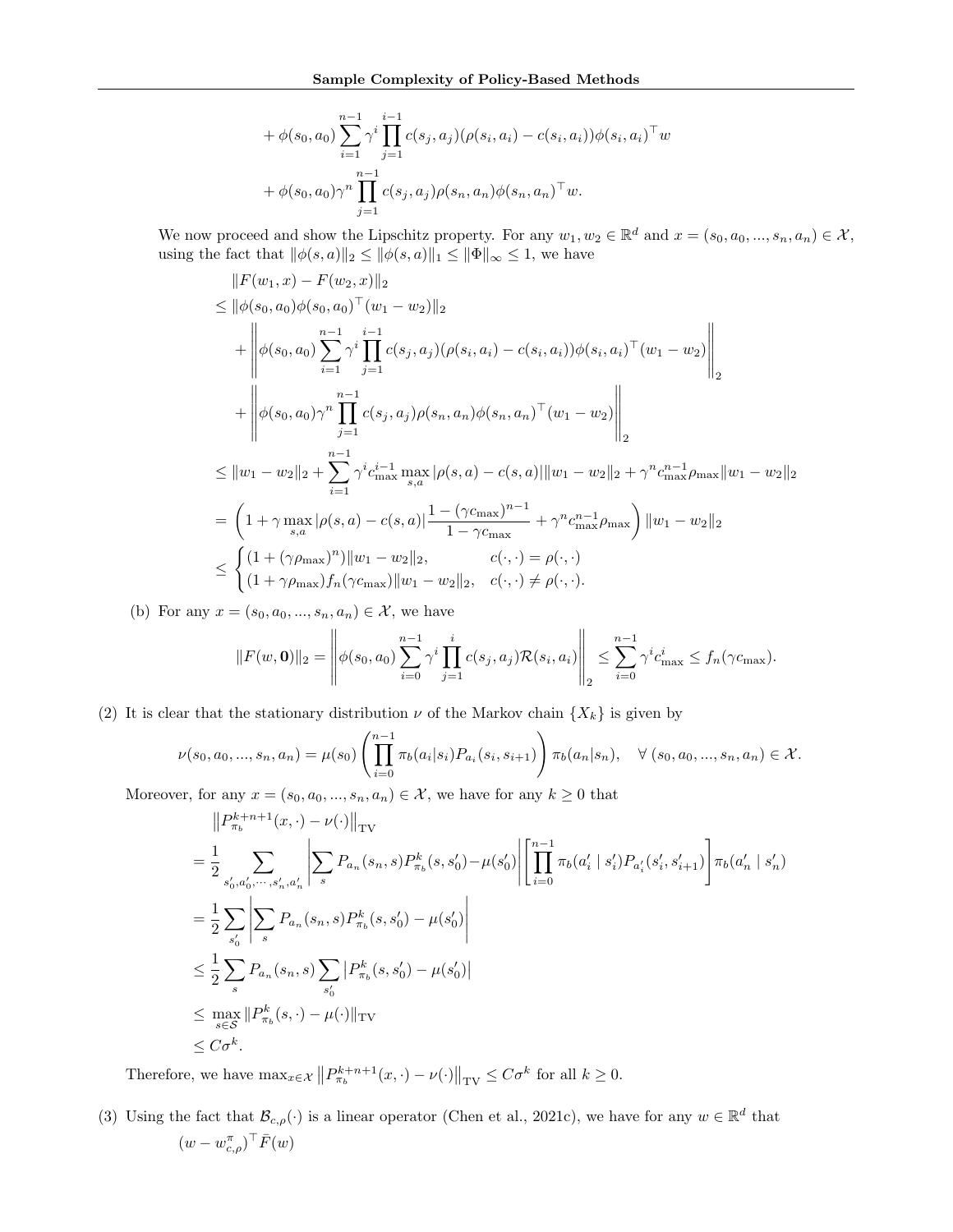$$
\begin{aligned}
&+ \phi(s_0,a_0)\sum_{i=1}^{n-1}\gamma^i\prod_{j=1}^{i-1}c(s_j,a_j)(\rho(s_i,a_i)-c(s_i,a_i))\phi(s_i,a_i)^\top w\\
&+ \phi(s_0,a_0)\gamma^n\prod_{j=1}^{n-1}c(s_j,a_j)\rho(s_n,a_n)\phi(s_n,a_n)^\top w.
\end{aligned}
$$

We now proceed and show the Lipschitz property. For any $w_1, w_2 \in \mathbb{R}^d$ and $x = (s_0, a_0, ..., s_n, a_n) \in \mathcal{X}$, using the fact that $\|\phi(s,a)\|_2 \leq \|\phi(s,a)\|_1 \leq \|\Phi\|_\infty \leq 1$, we have

$$
\begin{aligned}
&\|F(w_1,x)-F(w_2,x)\|_2\\
\leq\;& \|\phi(s_0,a_0)\phi(s_0,a_0)^\top(w_1-w_2)\|_2\\
&+\left\|\phi(s_0,a_0)\sum_{i=1}^{n-1}\gamma^i\prod_{j=1}^{i-1}c(s_j,a_j)(\rho(s_i,a_i)-c(s_i,a_i))\phi(s_i,a_i)^\top(w_1-w_2)\right\|_2\\
&+\left\|\phi(s_0,a_0)\gamma^n\prod_{j=1}^{n-1}c(s_j,a_j)\rho(s_n,a_n)\phi(s_n,a_n)^\top(w_1-w_2)\right\|_2\\
\leq\;& \|w_1-w_2\|_2+\sum_{i=1}^{n-1}\gamma^i c_{\max}^{i-1}\max_{s,a}|\rho(s,a)-c(s,a)|\|w_1-w_2\|_2+\gamma^n c_{\max}^{n-1}\rho_{\max}\|w_1-w_2\|_2\\
=\;& \left(1+\gamma\max_{s,a}|\rho(s,a)-c(s,a)|\frac{1-(\gamma c_{\max})^{n-1}}{1-\gamma c_{\max}}+\gamma^n c_{\max}^{n-1}\rho_{\max}\right)\|w_1-w_2\|_2\\
\leq\;& \begin{cases}(1+(\gamma\rho_{\max})^n)\|w_1-w_2\|_2, & c(\cdot,\cdot)=\rho(\cdot,\cdot)\\ (1+\gamma\rho_{\max})f_n(\gamma c_{\max})\|w_1-w_2\|_2, & c(\cdot,\cdot)\neq\rho(\cdot,\cdot).\end{cases}
\end{aligned}
$$

(b) For any $x = (s_0, a_0, ..., s_n, a_n) \in \mathcal{X}$, we have

$$
\|F(w,\mathbf{0})\|_2=\left\|\phi(s_0,a_0)\sum_{i=0}^{n-1}\gamma^i\prod_{j=1}^{i}c(s_j,a_j)\mathcal{R}(s_i,a_i)\right\|_2\leq\sum_{i=0}^{n-1}\gamma^i c_{\max}^i\leq f_n(\gamma c_{\max}).
$$

(2) It is clear that the stationary distribution $\nu$ of the Markov chain $\{X_k\}$ is given by

$$
\nu(s_0,a_0,...,s_n,a_n)=\mu(s_0)\left(\prod_{i=0}^{n-1}\pi_b(a_i|s_i)P_{a_i}(s_i,s_{i+1})\right)\pi_b(a_n|s_n),\quad\forall\,(s_0,a_0,...,s_n,a_n)\in\mathcal{X}.
$$

Moreover, for any $x = (s_0, a_0, ..., s_n, a_n) \in \mathcal{X}$, we have for any $k \geq 0$ that

$$
\begin{aligned}
&\left\|P_{\pi_b}^{k+n+1}(x,\cdot)-\nu(\cdot)\right\|_{\text{TV}}\\
=\;&\frac{1}{2}\sum_{s_0',a_0',\cdots,s_n',a_n'}\left|\sum_s P_{a_n}(s_n,s)P_{\pi_b}^k(s,s_0')-\mu(s_0')\right|\left[\prod_{i=0}^{n-1}\pi_b(a_i'\mid s_i')P_{a_i'}(s_i',s_{i+1}')\right]\pi_b(a_n'\mid s_n')\\
=\;&\frac{1}{2}\sum_{s_0'}\left|\sum_s P_{a_n}(s_n,s)P_{\pi_b}^k(s,s_0')-\mu(s_0')\right|\\
\leq\;&\frac{1}{2}\sum_s P_{a_n}(s_n,s)\sum_{s_0'}\left|P_{\pi_b}^k(s,s_0')-\mu(s_0')\right|\\
\leq\;&\max_{s\in\mathcal{S}}\|P_{\pi_b}^k(s,\cdot)-\mu(\cdot)\|_{\text{TV}}\\
\leq\;& C\sigma^k.
\end{aligned}
$$

Therefore, we have $\max_{x\in\mathcal{X}}\left\|P_{\pi_b}^{k+n+1}(x,\cdot)-\nu(\cdot)\right\|_{\text{TV}}\leq C\sigma^k$ for all $k\geq 0$.

(3) Using the fact that $\mathcal{B}_{c,\rho}(\cdot)$ is a linear operator (Chen et al., 2021c), we have for any $w \in \mathbb{R}^d$ that

$$
(w-w_{c,\rho}^\pi)^\top\bar{F}(w)
$$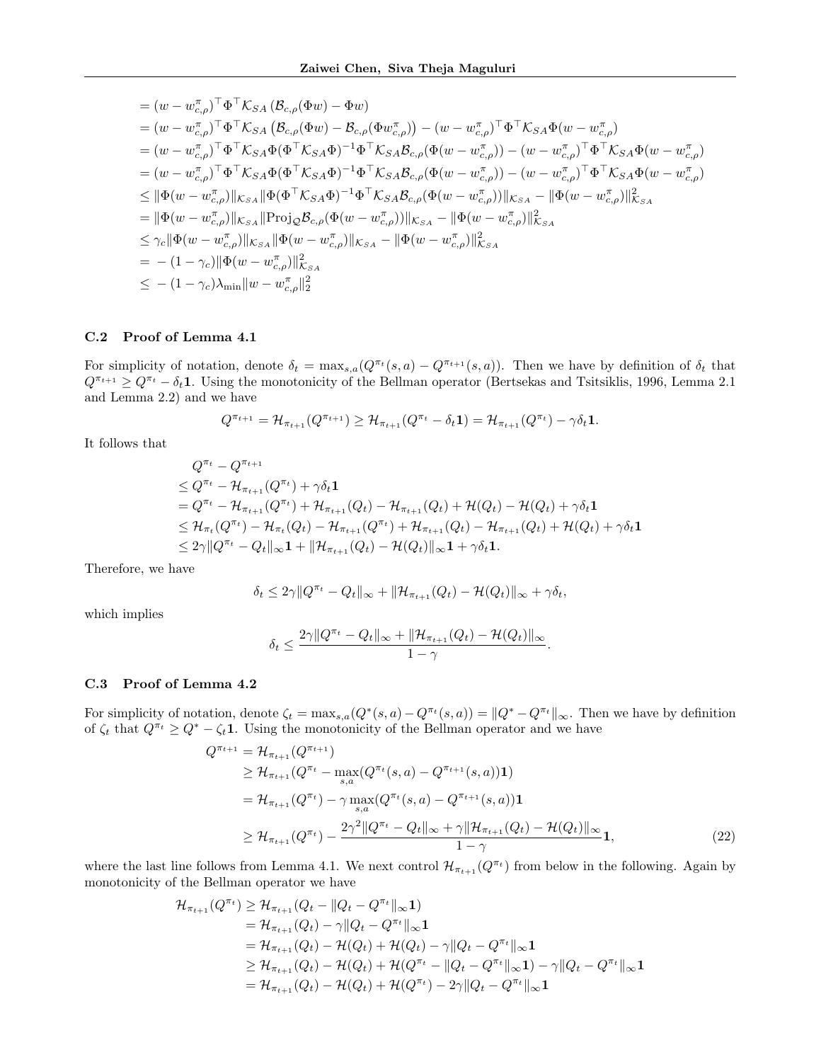$$
\begin{aligned}
&= (w - w_{c,\rho}^{\pi})^{\top} \Phi^{\top} \mathcal{K}_{SA} \left( \mathcal{B}_{c,\rho}(\Phi w) - \Phi w \right) \\
&= (w - w_{c,\rho}^{\pi})^{\top} \Phi^{\top} \mathcal{K}_{SA} \left( \mathcal{B}_{c,\rho}(\Phi w) - \mathcal{B}_{c,\rho}(\Phi w_{c,\rho}^{\pi}) \right) - (w - w_{c,\rho}^{\pi})^{\top} \Phi^{\top} \mathcal{K}_{SA} \Phi (w - w_{c,\rho}^{\pi}) \\
&= (w - w_{c,\rho}^{\pi})^{\top} \Phi^{\top} \mathcal{K}_{SA} \Phi (\Phi^{\top} \mathcal{K}_{SA} \Phi)^{-1} \Phi^{\top} \mathcal{K}_{SA} \mathcal{B}_{c,\rho}(\Phi (w - w_{c,\rho}^{\pi})) - (w - w_{c,\rho}^{\pi})^{\top} \Phi^{\top} \mathcal{K}_{SA} \Phi (w - w_{c,\rho}^{\pi}) \\
&= (w - w_{c,\rho}^{\pi})^{\top} \Phi^{\top} \mathcal{K}_{SA} \Phi (\Phi^{\top} \mathcal{K}_{SA} \Phi)^{-1} \Phi^{\top} \mathcal{K}_{SA} \mathcal{B}_{c,\rho}(\Phi (w - w_{c,\rho}^{\pi})) - (w - w_{c,\rho}^{\pi})^{\top} \Phi^{\top} \mathcal{K}_{SA} \Phi (w - w_{c,\rho}^{\pi}) \\
&\leq \|\Phi (w - w_{c,\rho}^{\pi})\|_{\mathcal{K}_{SA}} \|\Phi (\Phi^{\top} \mathcal{K}_{SA} \Phi)^{-1} \Phi^{\top} \mathcal{K}_{SA} \mathcal{B}_{c,\rho}(\Phi (w - w_{c,\rho}^{\pi}))\|_{\mathcal{K}_{SA}} - \|\Phi (w - w_{c,\rho}^{\pi})\|_{\mathcal{K}_{SA}}^2 \\
&= \|\Phi (w - w_{c,\rho}^{\pi})\|_{\mathcal{K}_{SA}} \|\text{Proj}_{\mathcal{Q}} \mathcal{B}_{c,\rho}(\Phi (w - w_{c,\rho}^{\pi}))\|_{\mathcal{K}_{SA}} - \|\Phi (w - w_{c,\rho}^{\pi})\|_{\mathcal{K}_{SA}}^2 \\
&\leq \gamma_c \|\Phi (w - w_{c,\rho}^{\pi})\|_{\mathcal{K}_{SA}} \|\Phi (w - w_{c,\rho}^{\pi})\|_{\mathcal{K}_{SA}} - \|\Phi (w - w_{c,\rho}^{\pi})\|_{\mathcal{K}_{SA}}^2 \\
&= -(1 - \gamma_c) \|\Phi (w - w_{c,\rho}^{\pi})\|_{\mathcal{K}_{SA}}^2 \\
&\leq -(1 - \gamma_c) \lambda_{\min} \|w - w_{c,\rho}^{\pi}\|_2^2
\end{aligned}
$$

### C.2 Proof of Lemma 4.1

For simplicity of notation, denote $\delta_t = \max_{s,a}(Q^{\pi_t}(s,a) - Q^{\pi_{t+1}}(s,a))$. Then we have by definition of $\delta_t$ that $Q^{\pi_{t+1}} \geq Q^{\pi_t} - \delta_t \mathbf{1}$. Using the monotonicity of the Bellman operator (Bertsekas and Tsitsiklis, 1996, Lemma 2.1 and Lemma 2.2) and we have

$$
Q^{\pi_{t+1}} = \mathcal{H}_{\pi_{t+1}}(Q^{\pi_{t+1}}) \geq \mathcal{H}_{\pi_{t+1}}(Q^{\pi_t} - \delta_t \mathbf{1}) = \mathcal{H}_{\pi_{t+1}}(Q^{\pi_t}) - \gamma \delta_t \mathbf{1}.
$$

It follows that

$$
\begin{aligned}
&Q^{\pi_t} - Q^{\pi_{t+1}} \\
\leq\ & Q^{\pi_t} - \mathcal{H}_{\pi_{t+1}}(Q^{\pi_t}) + \gamma \delta_t \mathbf{1} \\
=\ & Q^{\pi_t} - \mathcal{H}_{\pi_{t+1}}(Q^{\pi_t}) + \mathcal{H}_{\pi_{t+1}}(Q_t) - \mathcal{H}_{\pi_{t+1}}(Q_t) + \mathcal{H}(Q_t) - \mathcal{H}(Q_t) + \gamma \delta_t \mathbf{1} \\
\leq\ & \mathcal{H}_{\pi_t}(Q^{\pi_t}) - \mathcal{H}_{\pi_t}(Q_t) - \mathcal{H}_{\pi_{t+1}}(Q^{\pi_t}) + \mathcal{H}_{\pi_{t+1}}(Q_t) - \mathcal{H}_{\pi_{t+1}}(Q_t) + \mathcal{H}(Q_t) + \gamma \delta_t \mathbf{1} \\
\leq\ & 2\gamma \|Q^{\pi_t} - Q_t\|_\infty \mathbf{1} + \|\mathcal{H}_{\pi_{t+1}}(Q_t) - \mathcal{H}(Q_t)\|_\infty \mathbf{1} + \gamma \delta_t \mathbf{1}.
\end{aligned}
$$

Therefore, we have

$$
\delta_t \leq 2\gamma \|Q^{\pi_t} - Q_t\|_\infty + \|\mathcal{H}_{\pi_{t+1}}(Q_t) - \mathcal{H}(Q_t)\|_\infty + \gamma \delta_t,
$$

which implies

$$
\delta_t \leq \frac{2\gamma \|Q^{\pi_t} - Q_t\|_\infty + \|\mathcal{H}_{\pi_{t+1}}(Q_t) - \mathcal{H}(Q_t)\|_\infty}{1 - \gamma}.
$$

### C.3 Proof of Lemma 4.2

For simplicity of notation, denote $\zeta_t = \max_{s,a}(Q^*(s,a) - Q^{\pi_t}(s,a)) = \|Q^* - Q^{\pi_t}\|_\infty$. Then we have by definition of $\zeta_t$ that $Q^{\pi_t} \geq Q^* - \zeta_t \mathbf{1}$. Using the monotonicity of the Bellman operator and we have

$$
\begin{aligned}
Q^{\pi_{t+1}} &= \mathcal{H}_{\pi_{t+1}}(Q^{\pi_{t+1}}) \\
&\geq \mathcal{H}_{\pi_{t+1}}(Q^{\pi_t} - \max_{s,a}(Q^{\pi_t}(s,a) - Q^{\pi_{t+1}}(s,a)) \mathbf{1}) \\
&= \mathcal{H}_{\pi_{t+1}}(Q^{\pi_t}) - \gamma \max_{s,a}(Q^{\pi_t}(s,a) - Q^{\pi_{t+1}}(s,a)) \mathbf{1} \\
&\geq \mathcal{H}_{\pi_{t+1}}(Q^{\pi_t}) - \frac{2\gamma^2 \|Q^{\pi_t} - Q_t\|_\infty + \gamma \|\mathcal{H}_{\pi_{t+1}}(Q_t) - \mathcal{H}(Q_t)\|_\infty}{1 - \gamma} \mathbf{1}, \qquad (22)
\end{aligned}
$$

where the last line follows from Lemma 4.1. We next control $\mathcal{H}_{\pi_{t+1}}(Q^{\pi_t})$ from below in the following. Again by monotonicity of the Bellman operator we have

$$
\begin{aligned}
\mathcal{H}_{\pi_{t+1}}(Q^{\pi_t}) &\geq \mathcal{H}_{\pi_{t+1}}(Q_t - \|Q_t - Q^{\pi_t}\|_\infty \mathbf{1}) \\
&= \mathcal{H}_{\pi_{t+1}}(Q_t) - \gamma \|Q_t - Q^{\pi_t}\|_\infty \mathbf{1} \\
&= \mathcal{H}_{\pi_{t+1}}(Q_t) - \mathcal{H}(Q_t) + \mathcal{H}(Q_t) - \gamma \|Q_t - Q^{\pi_t}\|_\infty \mathbf{1} \\
&\geq \mathcal{H}_{\pi_{t+1}}(Q_t) - \mathcal{H}(Q_t) + \mathcal{H}(Q^{\pi_t} - \|Q_t - Q^{\pi_t}\|_\infty \mathbf{1}) - \gamma \|Q_t - Q^{\pi_t}\|_\infty \mathbf{1} \\
&= \mathcal{H}_{\pi_{t+1}}(Q_t) - \mathcal{H}(Q_t) + \mathcal{H}(Q^{\pi_t}) - 2\gamma \|Q_t - Q^{\pi_t}\|_\infty \mathbf{1}
\end{aligned}
$$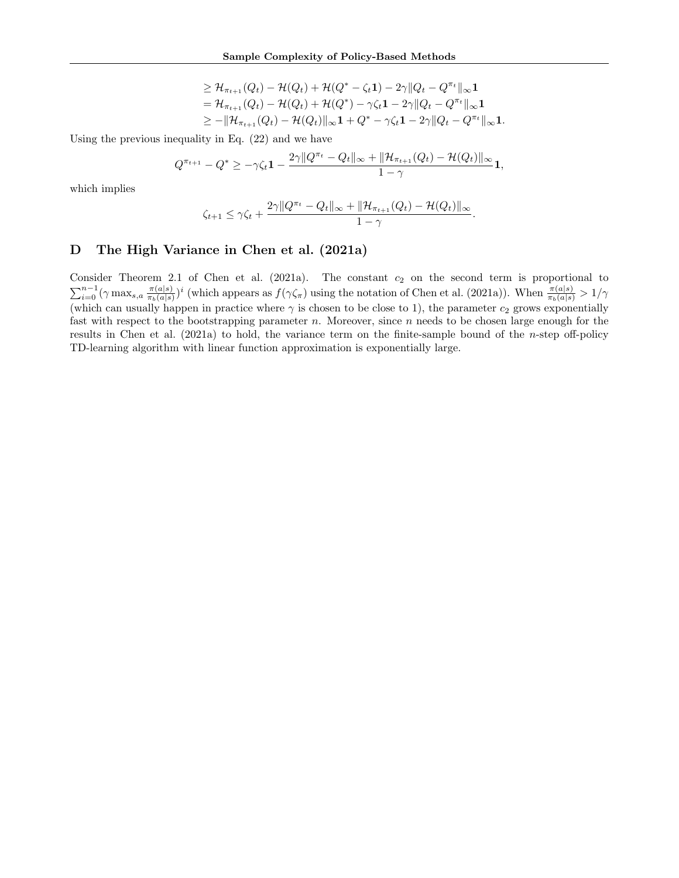$$
\begin{aligned}
&\geq \mathcal{H}_{\pi_{t+1}}(Q_t) - \mathcal{H}(Q_t) + \mathcal{H}(Q^* - \zeta_t \mathbf{1}) - 2\gamma \|Q_t - Q^{\pi_t}\|_\infty \mathbf{1} \\
&= \mathcal{H}_{\pi_{t+1}}(Q_t) - \mathcal{H}(Q_t) + \mathcal{H}(Q^*) - \gamma \zeta_t \mathbf{1} - 2\gamma \|Q_t - Q^{\pi_t}\|_\infty \mathbf{1} \\
&\geq -\|\mathcal{H}_{\pi_{t+1}}(Q_t) - \mathcal{H}(Q_t)\|_\infty \mathbf{1} + Q^* - \gamma \zeta_t \mathbf{1} - 2\gamma \|Q_t - Q^{\pi_t}\|_\infty \mathbf{1}.
\end{aligned}
$$

Using the previous inequality in Eq. (22) and we have

$$
Q^{\pi_{t+1}} - Q^* \geq -\gamma \zeta_t \mathbf{1} - \frac{2\gamma \|Q^{\pi_t} - Q_t\|_\infty + \|\mathcal{H}_{\pi_{t+1}}(Q_t) - \mathcal{H}(Q_t)\|_\infty}{1-\gamma} \mathbf{1},
$$

which implies

$$
\zeta_{t+1} \leq \gamma \zeta_t + \frac{2\gamma \|Q^{\pi_t} - Q_t\|_\infty + \|\mathcal{H}_{\pi_{t+1}}(Q_t) - \mathcal{H}(Q_t)\|_\infty}{1-\gamma}.
$$

# D The High Variance in Chen et al. (2021a)

Consider Theorem 2.1 of Chen et al. (2021a). The constant $c_2$ on the second term is proportional to $\sum_{i=0}^{n-1}(\gamma \max_{s,a} \frac{\pi(a|s)}{\pi_b(a|s)})^i$ (which appears as $f(\gamma\zeta_\pi)$ using the notation of Chen et al. (2021a)). When $\frac{\pi(a|s)}{\pi_b(a|s)} > 1/\gamma$ (which can usually happen in practice where $\gamma$ is chosen to be close to 1), the parameter $c_2$ grows exponentially fast with respect to the bootstrapping parameter $n$. Moreover, since $n$ needs to be chosen large enough for the results in Chen et al. (2021a) to hold, the variance term on the finite-sample bound of the $n$-step off-policy TD-learning algorithm with linear function approximation is exponentially large.